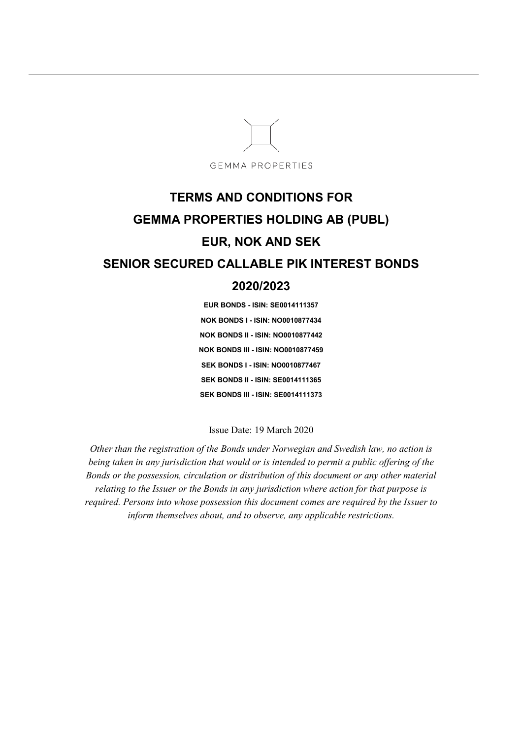GEMMA PROPERTIES

# TERMS AND CONDITIONS FOR
# GEMMA PROPERTIES HOLDING AB (PUBL)
# EUR, NOK AND SEK
# SENIOR SECURED CALLABLE PIK INTEREST BONDS
# 2020/2023

**EUR BONDS - ISIN: SE0014111357**

**NOK BONDS I - ISIN: NO0010877434**

**NOK BONDS II - ISIN: NO0010877442**

**NOK BONDS III - ISIN: NO0010877459**

**SEK BONDS I - ISIN: NO0010877467**

**SEK BONDS II - ISIN: SE0014111365**

**SEK BONDS III - ISIN: SE0014111373**

Issue Date: 19 March 2020

*Other than the registration of the Bonds under Norwegian and Swedish law, no action is being taken in any jurisdiction that would or is intended to permit a public offering of the Bonds or the possession, circulation or distribution of this document or any other material relating to the Issuer or the Bonds in any jurisdiction where action for that purpose is required. Persons into whose possession this document comes are required by the Issuer to inform themselves about, and to observe, any applicable restrictions.*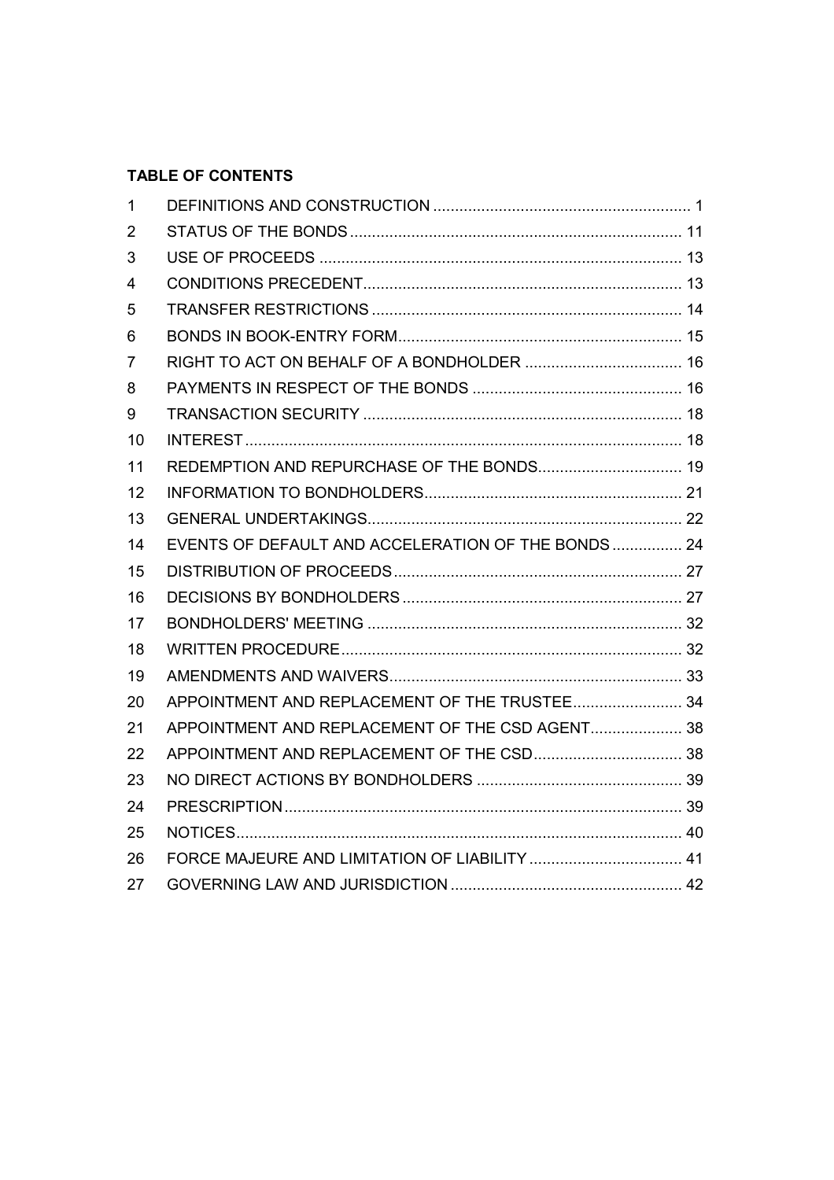**TABLE OF CONTENTS**

| | | |
|---|---|---|
| 1 | DEFINITIONS AND CONSTRUCTION | 1 |
| 2 | STATUS OF THE BONDS | 11 |
| 3 | USE OF PROCEEDS | 13 |
| 4 | CONDITIONS PRECEDENT | 13 |
| 5 | TRANSFER RESTRICTIONS | 14 |
| 6 | BONDS IN BOOK-ENTRY FORM | 15 |
| 7 | RIGHT TO ACT ON BEHALF OF A BONDHOLDER | 16 |
| 8 | PAYMENTS IN RESPECT OF THE BONDS | 16 |
| 9 | TRANSACTION SECURITY | 18 |
| 10 | INTEREST | 18 |
| 11 | REDEMPTION AND REPURCHASE OF THE BONDS | 19 |
| 12 | INFORMATION TO BONDHOLDERS | 21 |
| 13 | GENERAL UNDERTAKINGS | 22 |
| 14 | EVENTS OF DEFAULT AND ACCELERATION OF THE BONDS | 24 |
| 15 | DISTRIBUTION OF PROCEEDS | 27 |
| 16 | DECISIONS BY BONDHOLDERS | 27 |
| 17 | BONDHOLDERS' MEETING | 32 |
| 18 | WRITTEN PROCEDURE | 32 |
| 19 | AMENDMENTS AND WAIVERS | 33 |
| 20 | APPOINTMENT AND REPLACEMENT OF THE TRUSTEE | 34 |
| 21 | APPOINTMENT AND REPLACEMENT OF THE CSD AGENT | 38 |
| 22 | APPOINTMENT AND REPLACEMENT OF THE CSD | 38 |
| 23 | NO DIRECT ACTIONS BY BONDHOLDERS | 39 |
| 24 | PRESCRIPTION | 39 |
| 25 | NOTICES | 40 |
| 26 | FORCE MAJEURE AND LIMITATION OF LIABILITY | 41 |
| 27 | GOVERNING LAW AND JURISDICTION | 42 |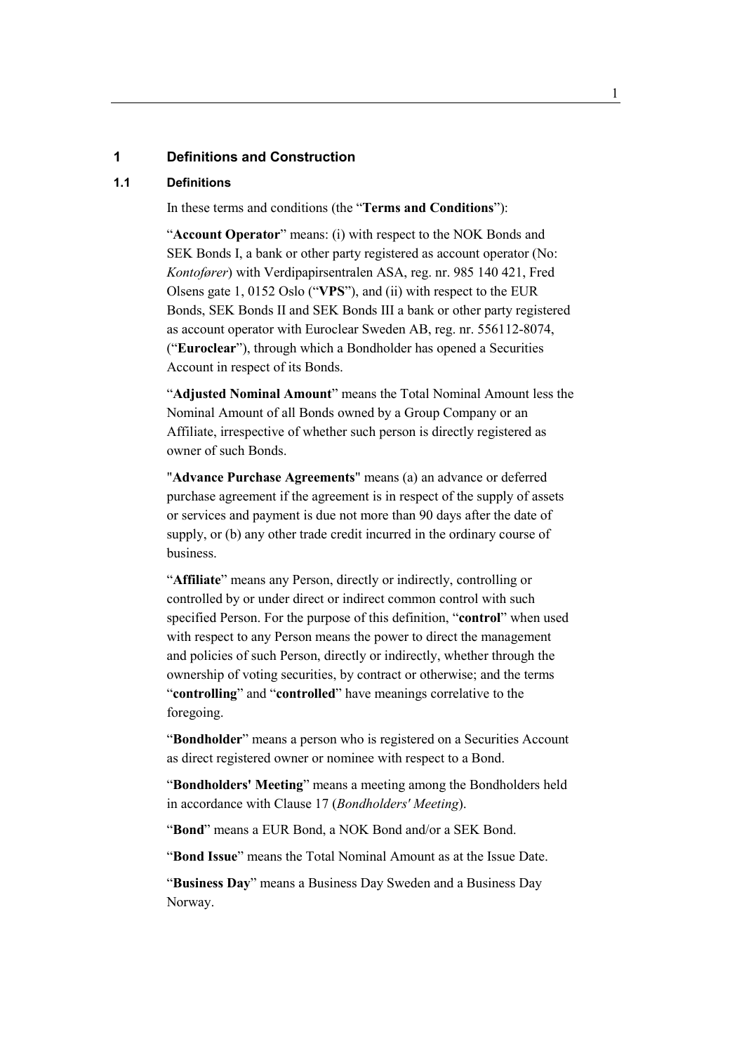# 1 Definitions and Construction

## 1.1 Definitions

In these terms and conditions (the "**Terms and Conditions**"):

"**Account Operator**" means: (i) with respect to the NOK Bonds and SEK Bonds I, a bank or other party registered as account operator (No: *Kontofører*) with Verdipapirsentralen ASA, reg. nr. 985 140 421, Fred Olsens gate 1, 0152 Oslo ("**VPS**"), and (ii) with respect to the EUR Bonds, SEK Bonds II and SEK Bonds III a bank or other party registered as account operator with Euroclear Sweden AB, reg. nr. 556112-8074, ("**Euroclear**"), through which a Bondholder has opened a Securities Account in respect of its Bonds.

"**Adjusted Nominal Amount**" means the Total Nominal Amount less the Nominal Amount of all Bonds owned by a Group Company or an Affiliate, irrespective of whether such person is directly registered as owner of such Bonds.

"**Advance Purchase Agreements**" means (a) an advance or deferred purchase agreement if the agreement is in respect of the supply of assets or services and payment is due not more than 90 days after the date of supply, or (b) any other trade credit incurred in the ordinary course of business.

"**Affiliate**" means any Person, directly or indirectly, controlling or controlled by or under direct or indirect common control with such specified Person. For the purpose of this definition, "**control**" when used with respect to any Person means the power to direct the management and policies of such Person, directly or indirectly, whether through the ownership of voting securities, by contract or otherwise; and the terms "**controlling**" and "**controlled**" have meanings correlative to the foregoing.

"**Bondholder**" means a person who is registered on a Securities Account as direct registered owner or nominee with respect to a Bond.

"**Bondholders' Meeting**" means a meeting among the Bondholders held in accordance with Clause 17 (*Bondholders' Meeting*).

"**Bond**" means a EUR Bond, a NOK Bond and/or a SEK Bond.

"**Bond Issue**" means the Total Nominal Amount as at the Issue Date.

"**Business Day**" means a Business Day Sweden and a Business Day Norway.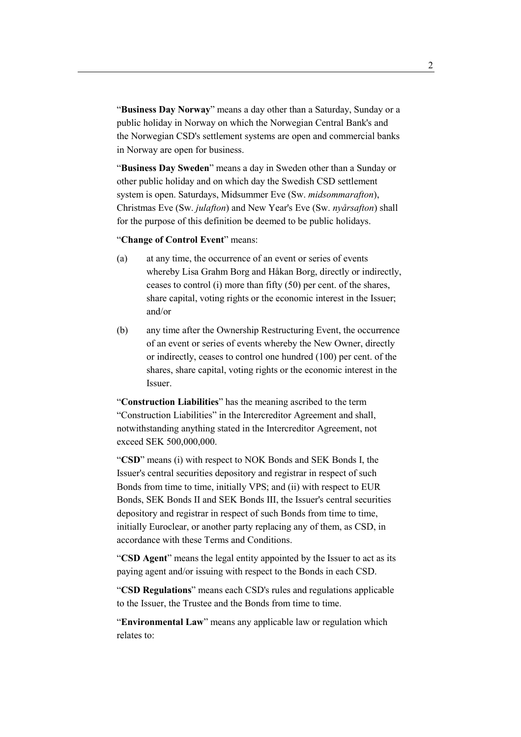"**Business Day Norway**" means a day other than a Saturday, Sunday or a public holiday in Norway on which the Norwegian Central Bank's and the Norwegian CSD's settlement systems are open and commercial banks in Norway are open for business.

"**Business Day Sweden**" means a day in Sweden other than a Sunday or other public holiday and on which day the Swedish CSD settlement system is open. Saturdays, Midsummer Eve (Sw. *midsommarafton*), Christmas Eve (Sw. *julafton*) and New Year's Eve (Sw. *nyårsafton*) shall for the purpose of this definition be deemed to be public holidays.

"**Change of Control Event**" means:

(a) at any time, the occurrence of an event or series of events whereby Lisa Grahm Borg and Håkan Borg, directly or indirectly, ceases to control (i) more than fifty (50) per cent. of the shares, share capital, voting rights or the economic interest in the Issuer; and/or

(b) any time after the Ownership Restructuring Event, the occurrence of an event or series of events whereby the New Owner, directly or indirectly, ceases to control one hundred (100) per cent. of the shares, share capital, voting rights or the economic interest in the Issuer.

"**Construction Liabilities**" has the meaning ascribed to the term "Construction Liabilities" in the Intercreditor Agreement and shall, notwithstanding anything stated in the Intercreditor Agreement, not exceed SEK 500,000,000.

"**CSD**" means (i) with respect to NOK Bonds and SEK Bonds I, the Issuer's central securities depository and registrar in respect of such Bonds from time to time, initially VPS; and (ii) with respect to EUR Bonds, SEK Bonds II and SEK Bonds III, the Issuer's central securities depository and registrar in respect of such Bonds from time to time, initially Euroclear, or another party replacing any of them, as CSD, in accordance with these Terms and Conditions.

"**CSD Agent**" means the legal entity appointed by the Issuer to act as its paying agent and/or issuing with respect to the Bonds in each CSD.

"**CSD Regulations**" means each CSD's rules and regulations applicable to the Issuer, the Trustee and the Bonds from time to time.

"**Environmental Law**" means any applicable law or regulation which relates to: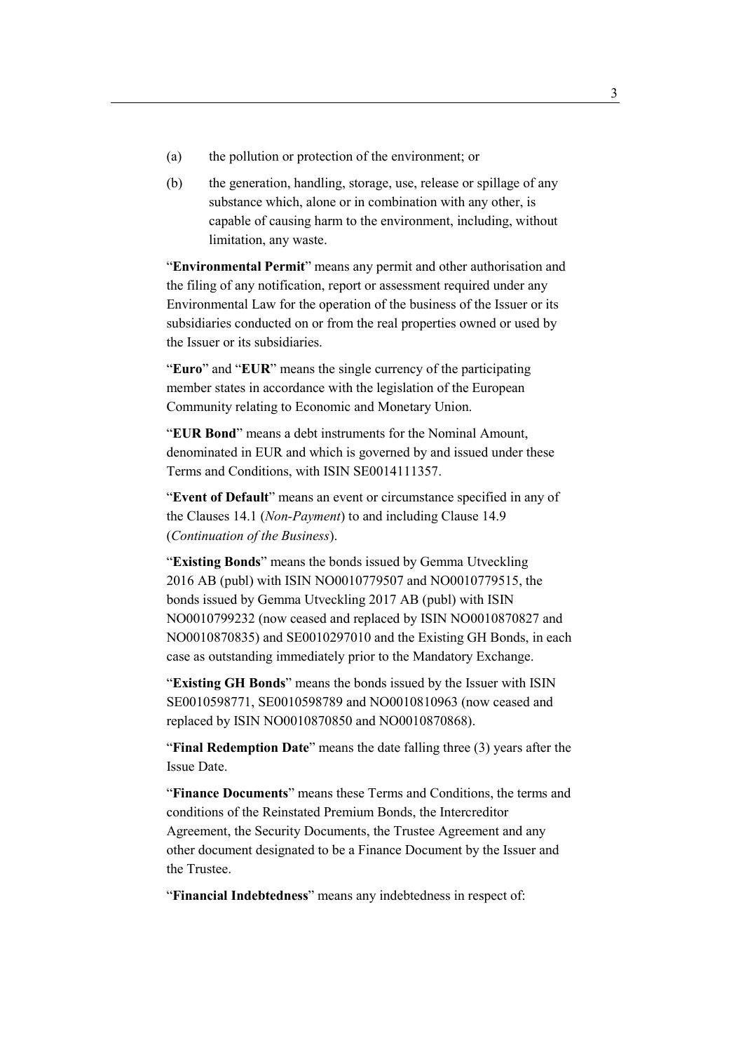(a) the pollution or protection of the environment; or

(b) the generation, handling, storage, use, release or spillage of any substance which, alone or in combination with any other, is capable of causing harm to the environment, including, without limitation, any waste.

"**Environmental Permit**" means any permit and other authorisation and the filing of any notification, report or assessment required under any Environmental Law for the operation of the business of the Issuer or its subsidiaries conducted on or from the real properties owned or used by the Issuer or its subsidiaries.

"**Euro**" and "**EUR**" means the single currency of the participating member states in accordance with the legislation of the European Community relating to Economic and Monetary Union.

"**EUR Bond**" means a debt instruments for the Nominal Amount, denominated in EUR and which is governed by and issued under these Terms and Conditions, with ISIN SE0014111357.

"**Event of Default**" means an event or circumstance specified in any of the Clauses 14.1 (*Non-Payment*) to and including Clause 14.9 (*Continuation of the Business*).

"**Existing Bonds**" means the bonds issued by Gemma Utveckling 2016 AB (publ) with ISIN NO0010779507 and NO0010779515, the bonds issued by Gemma Utveckling 2017 AB (publ) with ISIN NO0010799232 (now ceased and replaced by ISIN NO0010870827 and NO0010870835) and SE0010297010 and the Existing GH Bonds, in each case as outstanding immediately prior to the Mandatory Exchange.

"**Existing GH Bonds**" means the bonds issued by the Issuer with ISIN SE0010598771, SE0010598789 and NO0010810963 (now ceased and replaced by ISIN NO0010870850 and NO0010870868).

"**Final Redemption Date**" means the date falling three (3) years after the Issue Date.

"**Finance Documents**" means these Terms and Conditions, the terms and conditions of the Reinstated Premium Bonds, the Intercreditor Agreement, the Security Documents, the Trustee Agreement and any other document designated to be a Finance Document by the Issuer and the Trustee.

"**Financial Indebtedness**" means any indebtedness in respect of: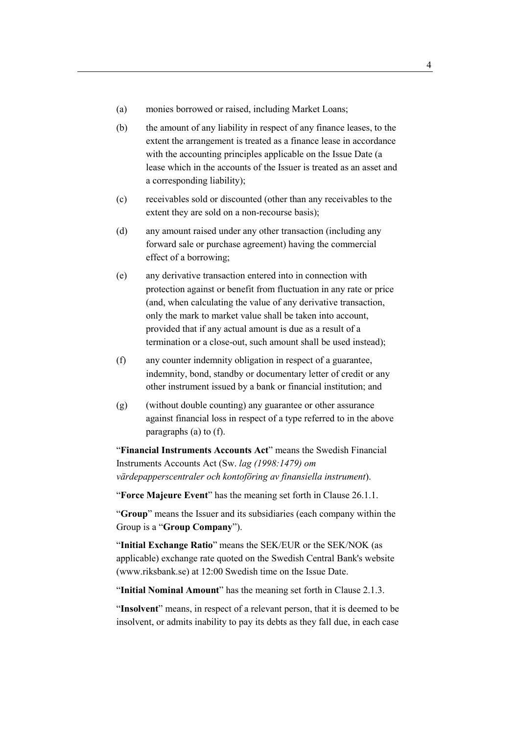(a) monies borrowed or raised, including Market Loans;

(b) the amount of any liability in respect of any finance leases, to the extent the arrangement is treated as a finance lease in accordance with the accounting principles applicable on the Issue Date (a lease which in the accounts of the Issuer is treated as an asset and a corresponding liability);

(c) receivables sold or discounted (other than any receivables to the extent they are sold on a non-recourse basis);

(d) any amount raised under any other transaction (including any forward sale or purchase agreement) having the commercial effect of a borrowing;

(e) any derivative transaction entered into in connection with protection against or benefit from fluctuation in any rate or price (and, when calculating the value of any derivative transaction, only the mark to market value shall be taken into account, provided that if any actual amount is due as a result of a termination or a close-out, such amount shall be used instead);

(f) any counter indemnity obligation in respect of a guarantee, indemnity, bond, standby or documentary letter of credit or any other instrument issued by a bank or financial institution; and

(g) (without double counting) any guarantee or other assurance against financial loss in respect of a type referred to in the above paragraphs (a) to (f).

"**Financial Instruments Accounts Act**" means the Swedish Financial Instruments Accounts Act (Sw. *lag (1998:1479) om värdepapperscentraler och kontoföring av finansiella instrument*).

"**Force Majeure Event**" has the meaning set forth in Clause 26.1.1.

"**Group**" means the Issuer and its subsidiaries (each company within the Group is a "**Group Company**").

"**Initial Exchange Ratio**" means the SEK/EUR or the SEK/NOK (as applicable) exchange rate quoted on the Swedish Central Bank's website (www.riksbank.se) at 12:00 Swedish time on the Issue Date.

"**Initial Nominal Amount**" has the meaning set forth in Clause 2.1.3.

"**Insolvent**" means, in respect of a relevant person, that it is deemed to be insolvent, or admits inability to pay its debts as they fall due, in each case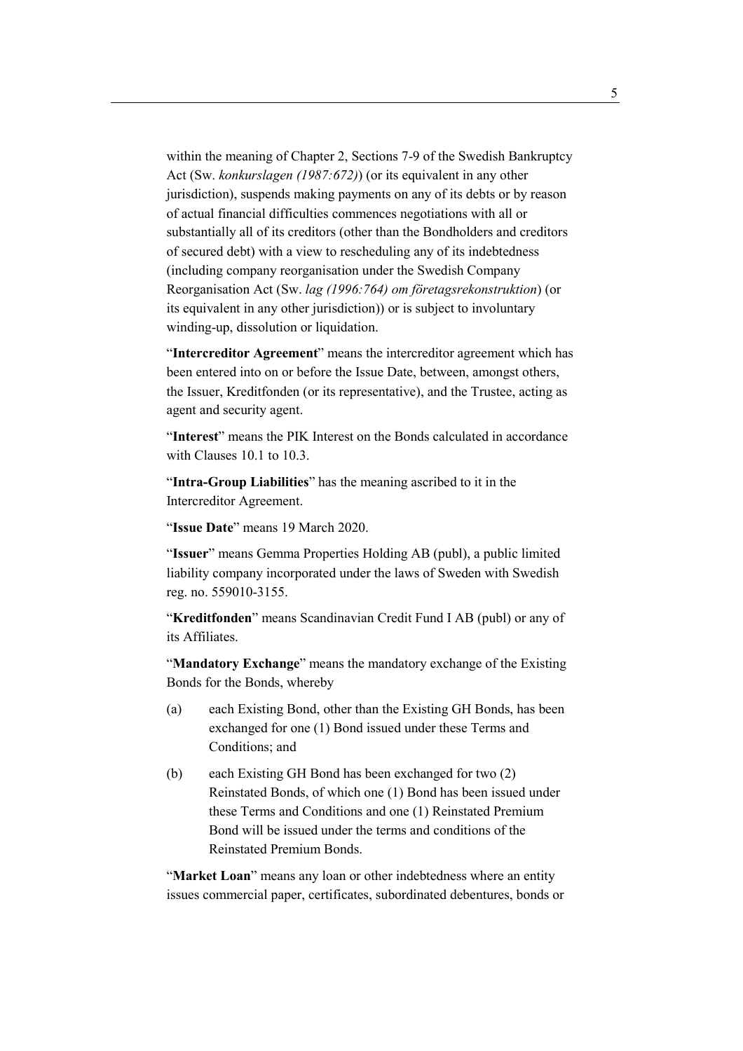within the meaning of Chapter 2, Sections 7-9 of the Swedish Bankruptcy Act (Sw. *konkurslagen (1987:672)*) (or its equivalent in any other jurisdiction), suspends making payments on any of its debts or by reason of actual financial difficulties commences negotiations with all or substantially all of its creditors (other than the Bondholders and creditors of secured debt) with a view to rescheduling any of its indebtedness (including company reorganisation under the Swedish Company Reorganisation Act (Sw. *lag (1996:764) om företagsrekonstruktion*) (or its equivalent in any other jurisdiction)) or is subject to involuntary winding-up, dissolution or liquidation.

"**Intercreditor Agreement**" means the intercreditor agreement which has been entered into on or before the Issue Date, between, amongst others, the Issuer, Kreditfonden (or its representative), and the Trustee, acting as agent and security agent.

"**Interest**" means the PIK Interest on the Bonds calculated in accordance with Clauses 10.1 to 10.3.

"**Intra-Group Liabilities**" has the meaning ascribed to it in the Intercreditor Agreement.

"**Issue Date**" means 19 March 2020.

"**Issuer**" means Gemma Properties Holding AB (publ), a public limited liability company incorporated under the laws of Sweden with Swedish reg. no. 559010-3155.

"**Kreditfonden**" means Scandinavian Credit Fund I AB (publ) or any of its Affiliates.

"**Mandatory Exchange**" means the mandatory exchange of the Existing Bonds for the Bonds, whereby

(a) each Existing Bond, other than the Existing GH Bonds, has been exchanged for one (1) Bond issued under these Terms and Conditions; and

(b) each Existing GH Bond has been exchanged for two (2) Reinstated Bonds, of which one (1) Bond has been issued under these Terms and Conditions and one (1) Reinstated Premium Bond will be issued under the terms and conditions of the Reinstated Premium Bonds.

"**Market Loan**" means any loan or other indebtedness where an entity issues commercial paper, certificates, subordinated debentures, bonds or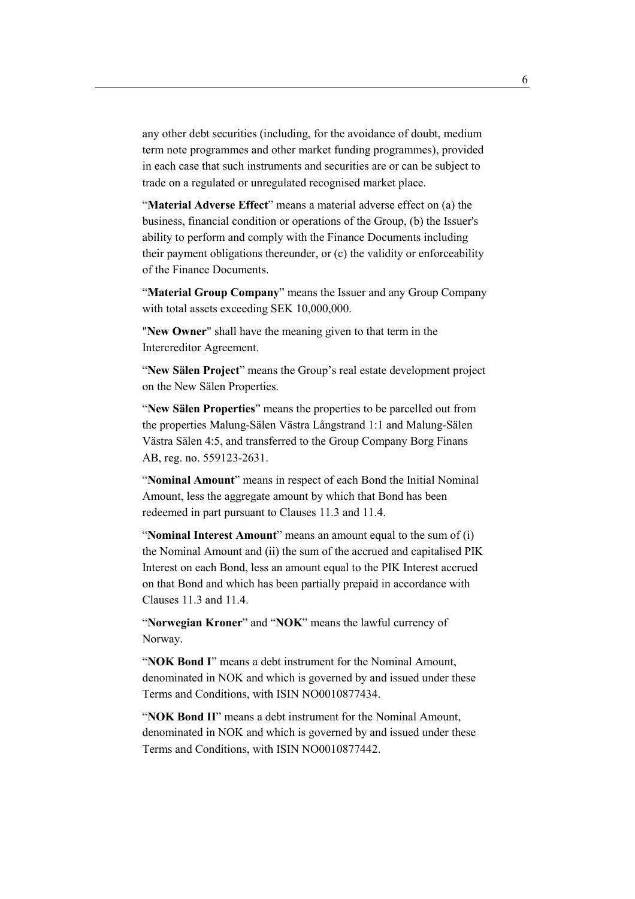any other debt securities (including, for the avoidance of doubt, medium term note programmes and other market funding programmes), provided in each case that such instruments and securities are or can be subject to trade on a regulated or unregulated recognised market place.

"**Material Adverse Effect**" means a material adverse effect on (a) the business, financial condition or operations of the Group, (b) the Issuer's ability to perform and comply with the Finance Documents including their payment obligations thereunder, or (c) the validity or enforceability of the Finance Documents.

"**Material Group Company**" means the Issuer and any Group Company with total assets exceeding SEK 10,000,000.

"**New Owner**" shall have the meaning given to that term in the Intercreditor Agreement.

"**New Sälen Project**" means the Group's real estate development project on the New Sälen Properties.

"**New Sälen Properties**" means the properties to be parcelled out from the properties Malung-Sälen Västra Långstrand 1:1 and Malung-Sälen Västra Sälen 4:5, and transferred to the Group Company Borg Finans AB, reg. no. 559123-2631.

"**Nominal Amount**" means in respect of each Bond the Initial Nominal Amount, less the aggregate amount by which that Bond has been redeemed in part pursuant to Clauses 11.3 and 11.4.

"**Nominal Interest Amount**" means an amount equal to the sum of (i) the Nominal Amount and (ii) the sum of the accrued and capitalised PIK Interest on each Bond, less an amount equal to the PIK Interest accrued on that Bond and which has been partially prepaid in accordance with Clauses 11.3 and 11.4.

"**Norwegian Kroner**" and "**NOK**" means the lawful currency of Norway.

"**NOK Bond I**" means a debt instrument for the Nominal Amount, denominated in NOK and which is governed by and issued under these Terms and Conditions, with ISIN NO0010877434.

"**NOK Bond II**" means a debt instrument for the Nominal Amount, denominated in NOK and which is governed by and issued under these Terms and Conditions, with ISIN NO0010877442.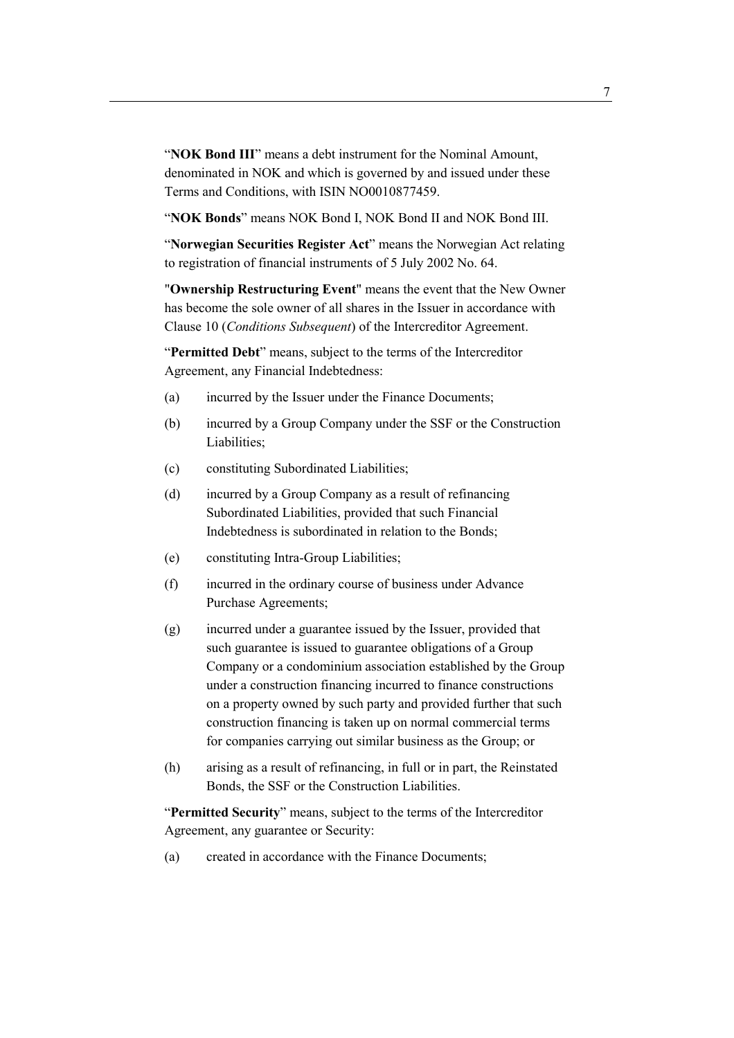"**NOK Bond III**" means a debt instrument for the Nominal Amount, denominated in NOK and which is governed by and issued under these Terms and Conditions, with ISIN NO0010877459.

"**NOK Bonds**" means NOK Bond I, NOK Bond II and NOK Bond III.

"**Norwegian Securities Register Act**" means the Norwegian Act relating to registration of financial instruments of 5 July 2002 No. 64.

"**Ownership Restructuring Event**" means the event that the New Owner has become the sole owner of all shares in the Issuer in accordance with Clause 10 (*Conditions Subsequent*) of the Intercreditor Agreement.

"**Permitted Debt**" means, subject to the terms of the Intercreditor Agreement, any Financial Indebtedness:

(a) incurred by the Issuer under the Finance Documents;

(b) incurred by a Group Company under the SSF or the Construction Liabilities;

(c) constituting Subordinated Liabilities;

(d) incurred by a Group Company as a result of refinancing Subordinated Liabilities, provided that such Financial Indebtedness is subordinated in relation to the Bonds;

(e) constituting Intra-Group Liabilities;

(f) incurred in the ordinary course of business under Advance Purchase Agreements;

(g) incurred under a guarantee issued by the Issuer, provided that such guarantee is issued to guarantee obligations of a Group Company or a condominium association established by the Group under a construction financing incurred to finance constructions on a property owned by such party and provided further that such construction financing is taken up on normal commercial terms for companies carrying out similar business as the Group; or

(h) arising as a result of refinancing, in full or in part, the Reinstated Bonds, the SSF or the Construction Liabilities.

"**Permitted Security**" means, subject to the terms of the Intercreditor Agreement, any guarantee or Security:

(a) created in accordance with the Finance Documents;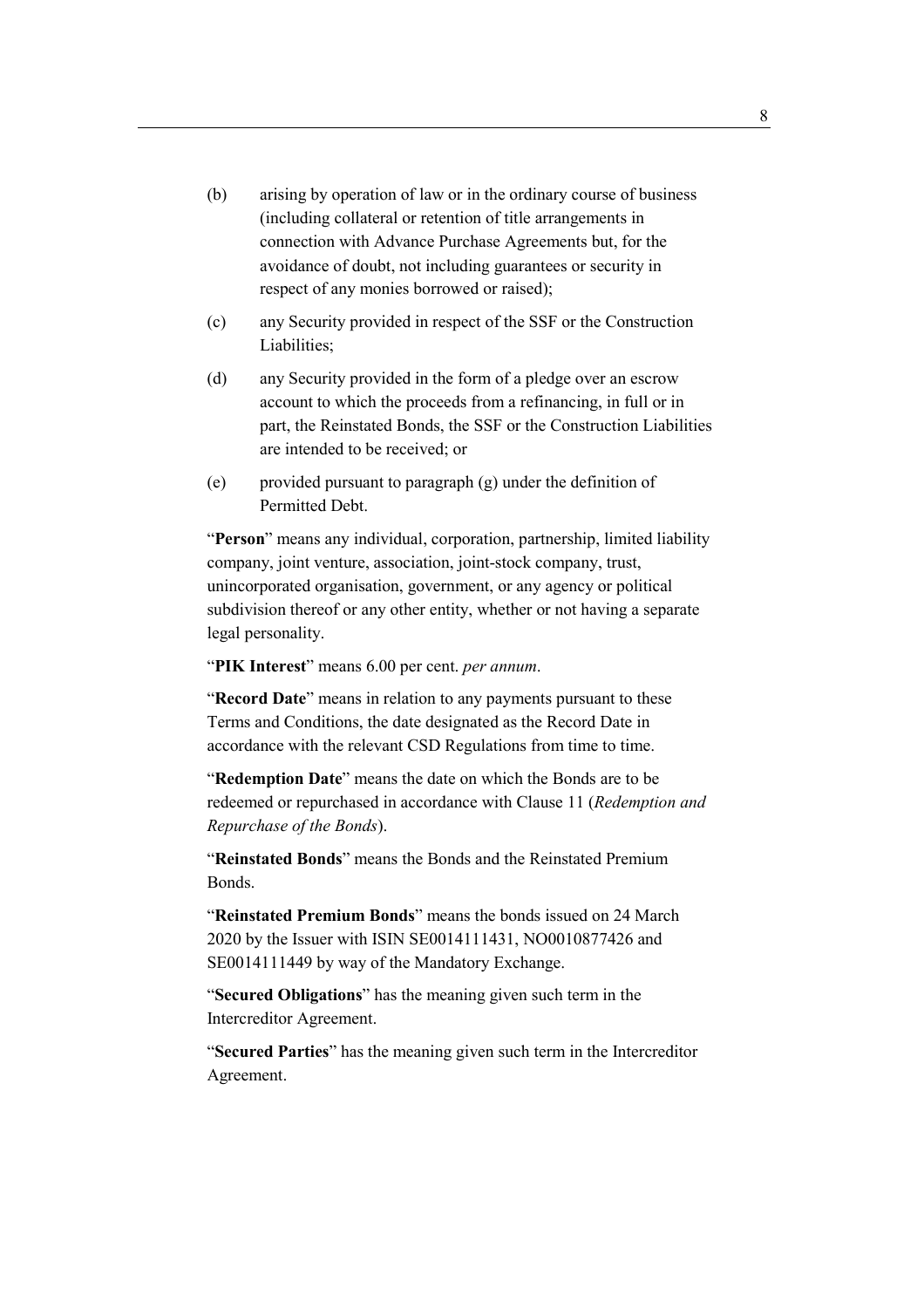(b) arising by operation of law or in the ordinary course of business (including collateral or retention of title arrangements in connection with Advance Purchase Agreements but, for the avoidance of doubt, not including guarantees or security in respect of any monies borrowed or raised);

(c) any Security provided in respect of the SSF or the Construction Liabilities;

(d) any Security provided in the form of a pledge over an escrow account to which the proceeds from a refinancing, in full or in part, the Reinstated Bonds, the SSF or the Construction Liabilities are intended to be received; or

(e) provided pursuant to paragraph (g) under the definition of Permitted Debt.

"**Person**" means any individual, corporation, partnership, limited liability company, joint venture, association, joint-stock company, trust, unincorporated organisation, government, or any agency or political subdivision thereof or any other entity, whether or not having a separate legal personality.

"**PIK Interest**" means 6.00 per cent. *per annum*.

"**Record Date**" means in relation to any payments pursuant to these Terms and Conditions, the date designated as the Record Date in accordance with the relevant CSD Regulations from time to time.

"**Redemption Date**" means the date on which the Bonds are to be redeemed or repurchased in accordance with Clause 11 (*Redemption and Repurchase of the Bonds*).

"**Reinstated Bonds**" means the Bonds and the Reinstated Premium Bonds.

"**Reinstated Premium Bonds**" means the bonds issued on 24 March 2020 by the Issuer with ISIN SE0014111431, NO0010877426 and SE0014111449 by way of the Mandatory Exchange.

"**Secured Obligations**" has the meaning given such term in the Intercreditor Agreement.

"**Secured Parties**" has the meaning given such term in the Intercreditor Agreement.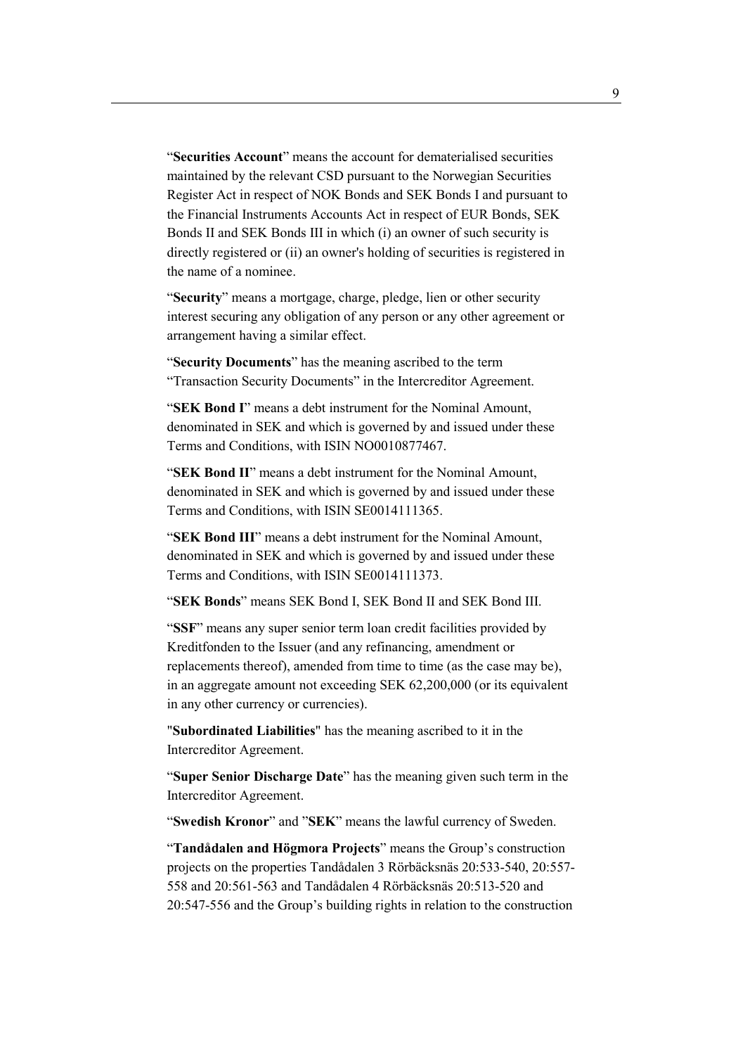"**Securities Account**" means the account for dematerialised securities maintained by the relevant CSD pursuant to the Norwegian Securities Register Act in respect of NOK Bonds and SEK Bonds I and pursuant to the Financial Instruments Accounts Act in respect of EUR Bonds, SEK Bonds II and SEK Bonds III in which (i) an owner of such security is directly registered or (ii) an owner's holding of securities is registered in the name of a nominee.

"**Security**" means a mortgage, charge, pledge, lien or other security interest securing any obligation of any person or any other agreement or arrangement having a similar effect.

"**Security Documents**" has the meaning ascribed to the term "Transaction Security Documents" in the Intercreditor Agreement.

"**SEK Bond I**" means a debt instrument for the Nominal Amount, denominated in SEK and which is governed by and issued under these Terms and Conditions, with ISIN NO0010877467.

"**SEK Bond II**" means a debt instrument for the Nominal Amount, denominated in SEK and which is governed by and issued under these Terms and Conditions, with ISIN SE0014111365.

"**SEK Bond III**" means a debt instrument for the Nominal Amount, denominated in SEK and which is governed by and issued under these Terms and Conditions, with ISIN SE0014111373.

"**SEK Bonds**" means SEK Bond I, SEK Bond II and SEK Bond III.

"**SSF**" means any super senior term loan credit facilities provided by Kreditfonden to the Issuer (and any refinancing, amendment or replacements thereof), amended from time to time (as the case may be), in an aggregate amount not exceeding SEK 62,200,000 (or its equivalent in any other currency or currencies).

"**Subordinated Liabilities**" has the meaning ascribed to it in the Intercreditor Agreement.

"**Super Senior Discharge Date**" has the meaning given such term in the Intercreditor Agreement.

"**Swedish Kronor**" and "**SEK**" means the lawful currency of Sweden.

"**Tandådalen and Högmora Projects**" means the Group's construction projects on the properties Tandådalen 3 Rörbäcksnäs 20:533-540, 20:557-558 and 20:561-563 and Tandådalen 4 Rörbäcksnäs 20:513-520 and 20:547-556 and the Group's building rights in relation to the construction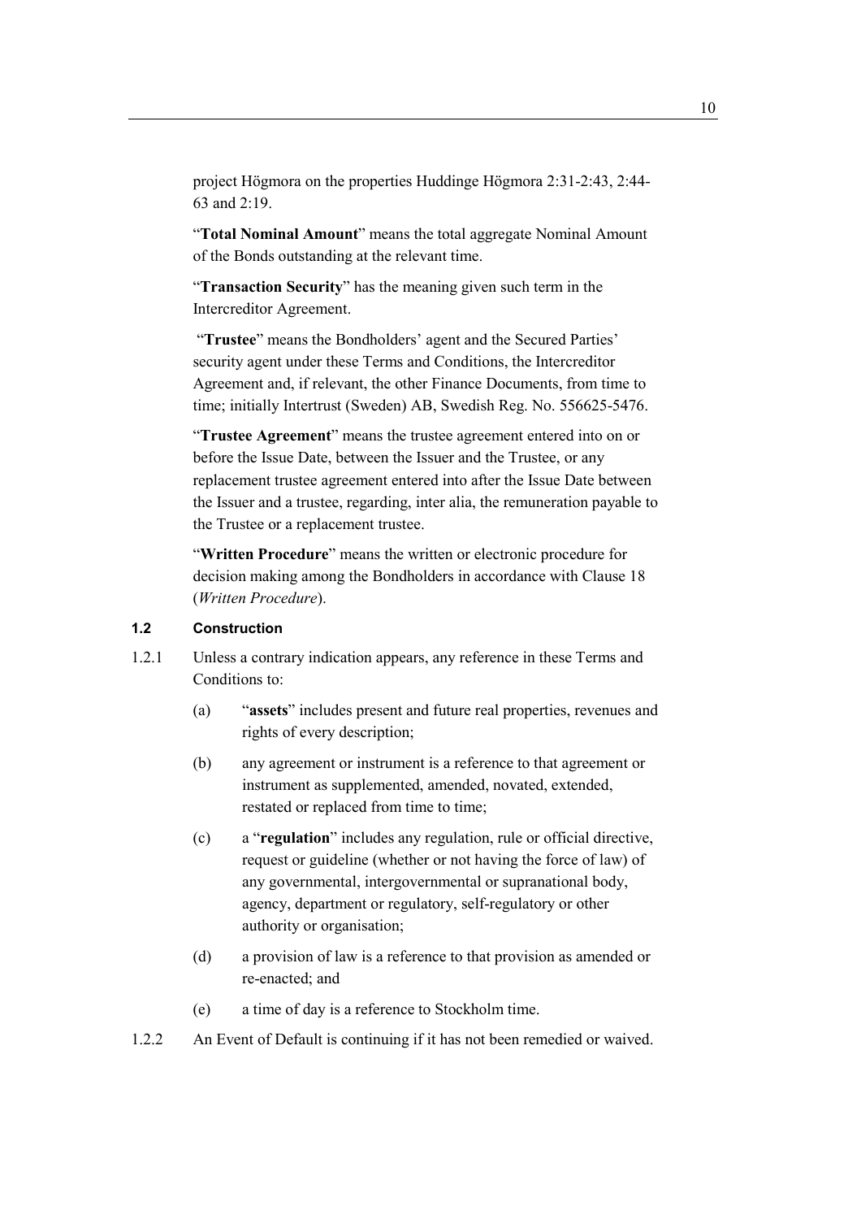project Högmora on the properties Huddinge Högmora 2:31-2:43, 2:44-63 and 2:19.

"**Total Nominal Amount**" means the total aggregate Nominal Amount of the Bonds outstanding at the relevant time.

"**Transaction Security**" has the meaning given such term in the Intercreditor Agreement.

"**Trustee**" means the Bondholders' agent and the Secured Parties' security agent under these Terms and Conditions, the Intercreditor Agreement and, if relevant, the other Finance Documents, from time to time; initially Intertrust (Sweden) AB, Swedish Reg. No. 556625-5476.

"**Trustee Agreement**" means the trustee agreement entered into on or before the Issue Date, between the Issuer and the Trustee, or any replacement trustee agreement entered into after the Issue Date between the Issuer and a trustee, regarding, inter alia, the remuneration payable to the Trustee or a replacement trustee.

"**Written Procedure**" means the written or electronic procedure for decision making among the Bondholders in accordance with Clause 18 (*Written Procedure*).

### 1.2 Construction

1.2.1 Unless a contrary indication appears, any reference in these Terms and Conditions to:

(a) "**assets**" includes present and future real properties, revenues and rights of every description;

(b) any agreement or instrument is a reference to that agreement or instrument as supplemented, amended, novated, extended, restated or replaced from time to time;

(c) a "**regulation**" includes any regulation, rule or official directive, request or guideline (whether or not having the force of law) of any governmental, intergovernmental or supranational body, agency, department or regulatory, self-regulatory or other authority or organisation;

(d) a provision of law is a reference to that provision as amended or re-enacted; and

(e) a time of day is a reference to Stockholm time.

1.2.2 An Event of Default is continuing if it has not been remedied or waived.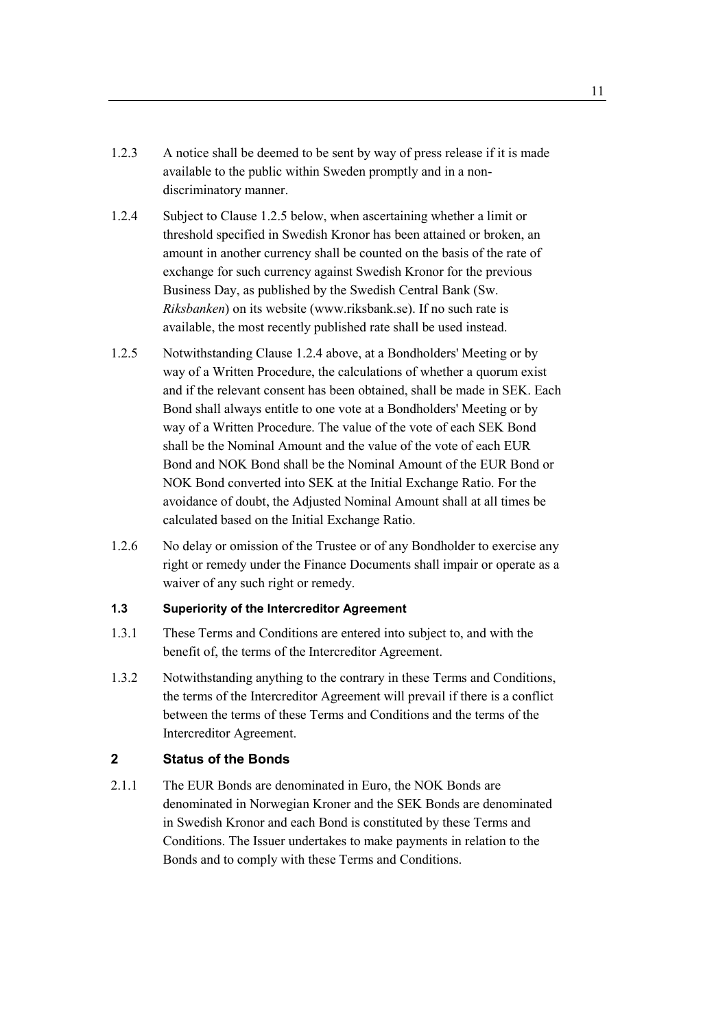1.2.3 A notice shall be deemed to be sent by way of press release if it is made available to the public within Sweden promptly and in a non-discriminatory manner.

1.2.4 Subject to Clause 1.2.5 below, when ascertaining whether a limit or threshold specified in Swedish Kronor has been attained or broken, an amount in another currency shall be counted on the basis of the rate of exchange for such currency against Swedish Kronor for the previous Business Day, as published by the Swedish Central Bank (Sw. *Riksbanken*) on its website (www.riksbank.se). If no such rate is available, the most recently published rate shall be used instead.

1.2.5 Notwithstanding Clause 1.2.4 above, at a Bondholders' Meeting or by way of a Written Procedure, the calculations of whether a quorum exist and if the relevant consent has been obtained, shall be made in SEK. Each Bond shall always entitle to one vote at a Bondholders' Meeting or by way of a Written Procedure. The value of the vote of each SEK Bond shall be the Nominal Amount and the value of the vote of each EUR Bond and NOK Bond shall be the Nominal Amount of the EUR Bond or NOK Bond converted into SEK at the Initial Exchange Ratio. For the avoidance of doubt, the Adjusted Nominal Amount shall at all times be calculated based on the Initial Exchange Ratio.

1.2.6 No delay or omission of the Trustee or of any Bondholder to exercise any right or remedy under the Finance Documents shall impair or operate as a waiver of any such right or remedy.

### 1.3 Superiority of the Intercreditor Agreement

1.3.1 These Terms and Conditions are entered into subject to, and with the benefit of, the terms of the Intercreditor Agreement.

1.3.2 Notwithstanding anything to the contrary in these Terms and Conditions, the terms of the Intercreditor Agreement will prevail if there is a conflict between the terms of these Terms and Conditions and the terms of the Intercreditor Agreement.

## 2 Status of the Bonds

2.1.1 The EUR Bonds are denominated in Euro, the NOK Bonds are denominated in Norwegian Kroner and the SEK Bonds are denominated in Swedish Kronor and each Bond is constituted by these Terms and Conditions. The Issuer undertakes to make payments in relation to the Bonds and to comply with these Terms and Conditions.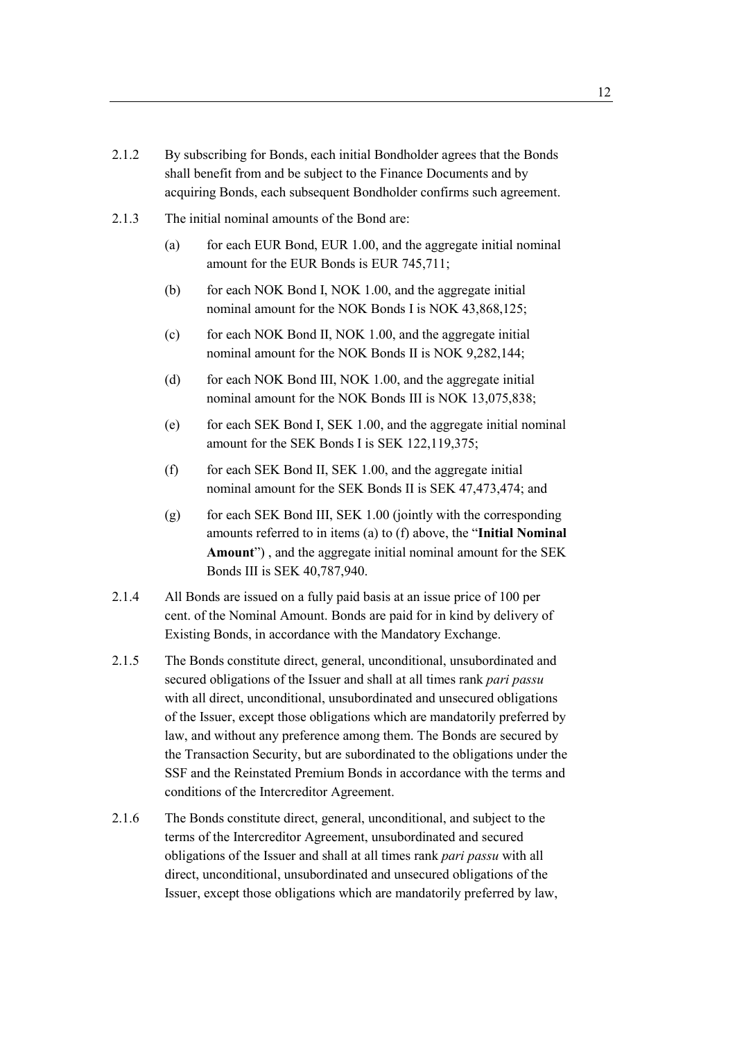2.1.2 By subscribing for Bonds, each initial Bondholder agrees that the Bonds shall benefit from and be subject to the Finance Documents and by acquiring Bonds, each subsequent Bondholder confirms such agreement.

2.1.3 The initial nominal amounts of the Bond are:

(a) for each EUR Bond, EUR 1.00, and the aggregate initial nominal amount for the EUR Bonds is EUR 745,711;

(b) for each NOK Bond I, NOK 1.00, and the aggregate initial nominal amount for the NOK Bonds I is NOK 43,868,125;

(c) for each NOK Bond II, NOK 1.00, and the aggregate initial nominal amount for the NOK Bonds II is NOK 9,282,144;

(d) for each NOK Bond III, NOK 1.00, and the aggregate initial nominal amount for the NOK Bonds III is NOK 13,075,838;

(e) for each SEK Bond I, SEK 1.00, and the aggregate initial nominal amount for the SEK Bonds I is SEK 122,119,375;

(f) for each SEK Bond II, SEK 1.00, and the aggregate initial nominal amount for the SEK Bonds II is SEK 47,473,474; and

(g) for each SEK Bond III, SEK 1.00 (jointly with the corresponding amounts referred to in items (a) to (f) above, the "**Initial Nominal Amount**") , and the aggregate initial nominal amount for the SEK Bonds III is SEK 40,787,940.

2.1.4 All Bonds are issued on a fully paid basis at an issue price of 100 per cent. of the Nominal Amount. Bonds are paid for in kind by delivery of Existing Bonds, in accordance with the Mandatory Exchange.

2.1.5 The Bonds constitute direct, general, unconditional, unsubordinated and secured obligations of the Issuer and shall at all times rank *pari passu* with all direct, unconditional, unsubordinated and unsecured obligations of the Issuer, except those obligations which are mandatorily preferred by law, and without any preference among them. The Bonds are secured by the Transaction Security, but are subordinated to the obligations under the SSF and the Reinstated Premium Bonds in accordance with the terms and conditions of the Intercreditor Agreement.

2.1.6 The Bonds constitute direct, general, unconditional, and subject to the terms of the Intercreditor Agreement, unsubordinated and secured obligations of the Issuer and shall at all times rank *pari passu* with all direct, unconditional, unsubordinated and unsecured obligations of the Issuer, except those obligations which are mandatorily preferred by law,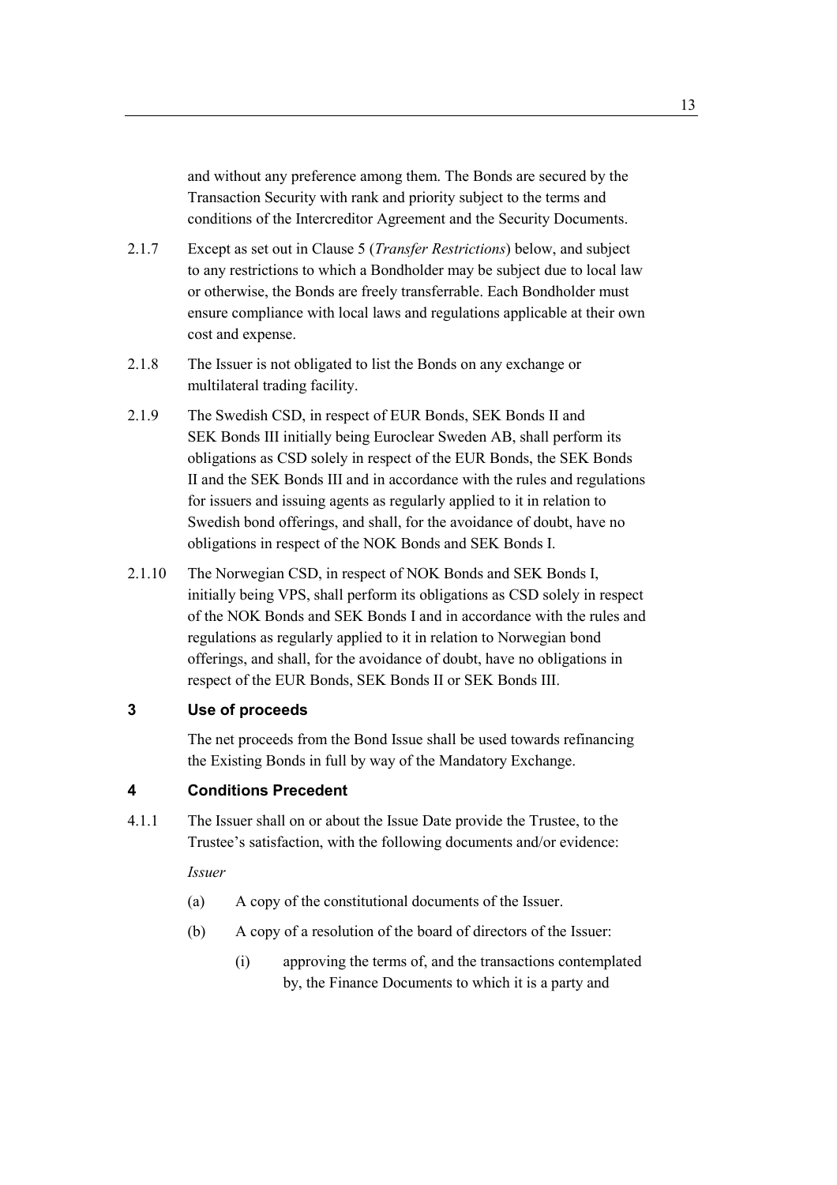and without any preference among them. The Bonds are secured by the Transaction Security with rank and priority subject to the terms and conditions of the Intercreditor Agreement and the Security Documents.

2.1.7 Except as set out in Clause 5 (*Transfer Restrictions*) below, and subject to any restrictions to which a Bondholder may be subject due to local law or otherwise, the Bonds are freely transferrable. Each Bondholder must ensure compliance with local laws and regulations applicable at their own cost and expense.

2.1.8 The Issuer is not obligated to list the Bonds on any exchange or multilateral trading facility.

2.1.9 The Swedish CSD, in respect of EUR Bonds, SEK Bonds II and SEK Bonds III initially being Euroclear Sweden AB, shall perform its obligations as CSD solely in respect of the EUR Bonds, the SEK Bonds II and the SEK Bonds III and in accordance with the rules and regulations for issuers and issuing agents as regularly applied to it in relation to Swedish bond offerings, and shall, for the avoidance of doubt, have no obligations in respect of the NOK Bonds and SEK Bonds I.

2.1.10 The Norwegian CSD, in respect of NOK Bonds and SEK Bonds I, initially being VPS, shall perform its obligations as CSD solely in respect of the NOK Bonds and SEK Bonds I and in accordance with the rules and regulations as regularly applied to it in relation to Norwegian bond offerings, and shall, for the avoidance of doubt, have no obligations in respect of the EUR Bonds, SEK Bonds II or SEK Bonds III.

## 3 Use of proceeds

The net proceeds from the Bond Issue shall be used towards refinancing the Existing Bonds in full by way of the Mandatory Exchange.

## 4 Conditions Precedent

4.1.1 The Issuer shall on or about the Issue Date provide the Trustee, to the Trustee's satisfaction, with the following documents and/or evidence:

*Issuer*

(a) A copy of the constitutional documents of the Issuer.

(b) A copy of a resolution of the board of directors of the Issuer:

(i) approving the terms of, and the transactions contemplated by, the Finance Documents to which it is a party and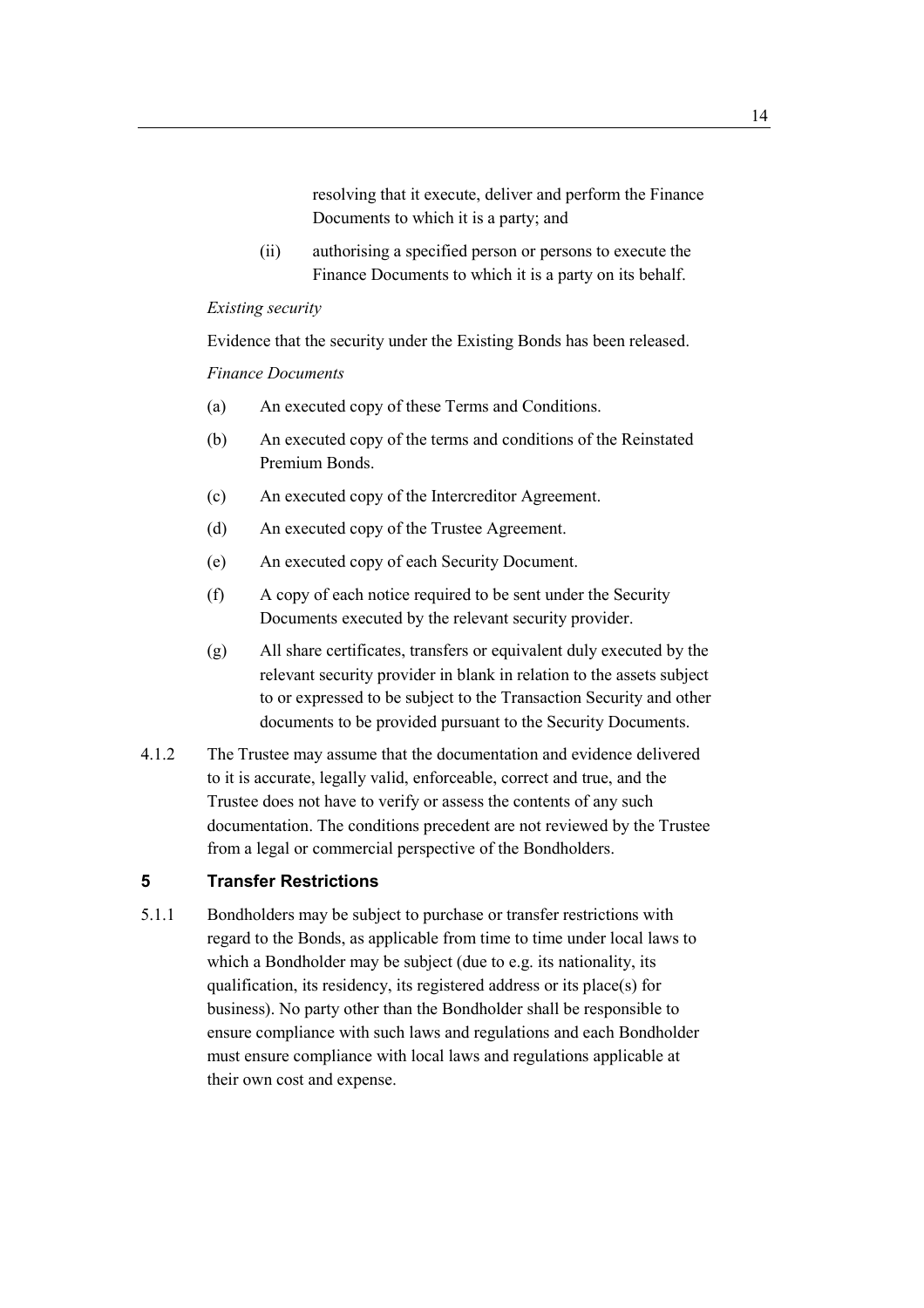resolving that it execute, deliver and perform the Finance Documents to which it is a party; and

(ii) authorising a specified person or persons to execute the Finance Documents to which it is a party on its behalf.

*Existing security*

Evidence that the security under the Existing Bonds has been released.

*Finance Documents*

(a) An executed copy of these Terms and Conditions.

(b) An executed copy of the terms and conditions of the Reinstated Premium Bonds.

(c) An executed copy of the Intercreditor Agreement.

(d) An executed copy of the Trustee Agreement.

(e) An executed copy of each Security Document.

(f) A copy of each notice required to be sent under the Security Documents executed by the relevant security provider.

(g) All share certificates, transfers or equivalent duly executed by the relevant security provider in blank in relation to the assets subject to or expressed to be subject to the Transaction Security and other documents to be provided pursuant to the Security Documents.

4.1.2 The Trustee may assume that the documentation and evidence delivered to it is accurate, legally valid, enforceable, correct and true, and the Trustee does not have to verify or assess the contents of any such documentation. The conditions precedent are not reviewed by the Trustee from a legal or commercial perspective of the Bondholders.

## 5 Transfer Restrictions

5.1.1 Bondholders may be subject to purchase or transfer restrictions with regard to the Bonds, as applicable from time to time under local laws to which a Bondholder may be subject (due to e.g. its nationality, its qualification, its residency, its registered address or its place(s) for business). No party other than the Bondholder shall be responsible to ensure compliance with such laws and regulations and each Bondholder must ensure compliance with local laws and regulations applicable at their own cost and expense.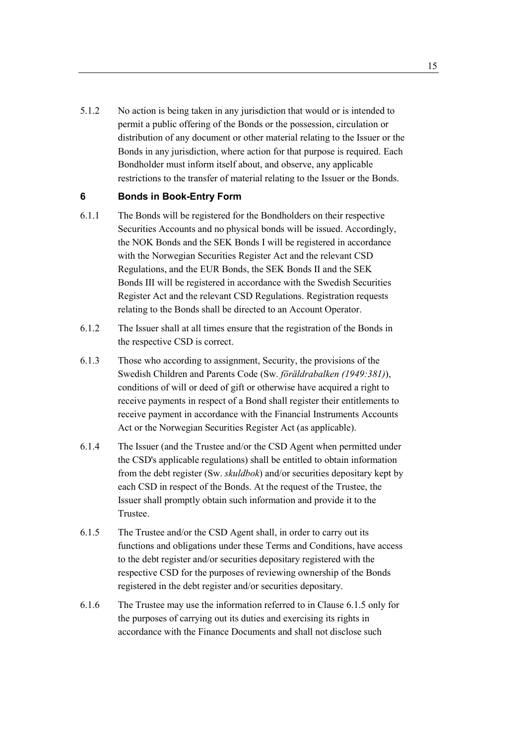5.1.2 No action is being taken in any jurisdiction that would or is intended to permit a public offering of the Bonds or the possession, circulation or distribution of any document or other material relating to the Issuer or the Bonds in any jurisdiction, where action for that purpose is required. Each Bondholder must inform itself about, and observe, any applicable restrictions to the transfer of material relating to the Issuer or the Bonds.

## 6 Bonds in Book-Entry Form

6.1.1 The Bonds will be registered for the Bondholders on their respective Securities Accounts and no physical bonds will be issued. Accordingly, the NOK Bonds and the SEK Bonds I will be registered in accordance with the Norwegian Securities Register Act and the relevant CSD Regulations, and the EUR Bonds, the SEK Bonds II and the SEK Bonds III will be registered in accordance with the Swedish Securities Register Act and the relevant CSD Regulations. Registration requests relating to the Bonds shall be directed to an Account Operator.

6.1.2 The Issuer shall at all times ensure that the registration of the Bonds in the respective CSD is correct.

6.1.3 Those who according to assignment, Security, the provisions of the Swedish Children and Parents Code (Sw. *föräldrabalken (1949:381)*), conditions of will or deed of gift or otherwise have acquired a right to receive payments in respect of a Bond shall register their entitlements to receive payment in accordance with the Financial Instruments Accounts Act or the Norwegian Securities Register Act (as applicable).

6.1.4 The Issuer (and the Trustee and/or the CSD Agent when permitted under the CSD's applicable regulations) shall be entitled to obtain information from the debt register (Sw. *skuldbok*) and/or securities depositary kept by each CSD in respect of the Bonds. At the request of the Trustee, the Issuer shall promptly obtain such information and provide it to the Trustee.

6.1.5 The Trustee and/or the CSD Agent shall, in order to carry out its functions and obligations under these Terms and Conditions, have access to the debt register and/or securities depositary registered with the respective CSD for the purposes of reviewing ownership of the Bonds registered in the debt register and/or securities depositary.

6.1.6 The Trustee may use the information referred to in Clause 6.1.5 only for the purposes of carrying out its duties and exercising its rights in accordance with the Finance Documents and shall not disclose such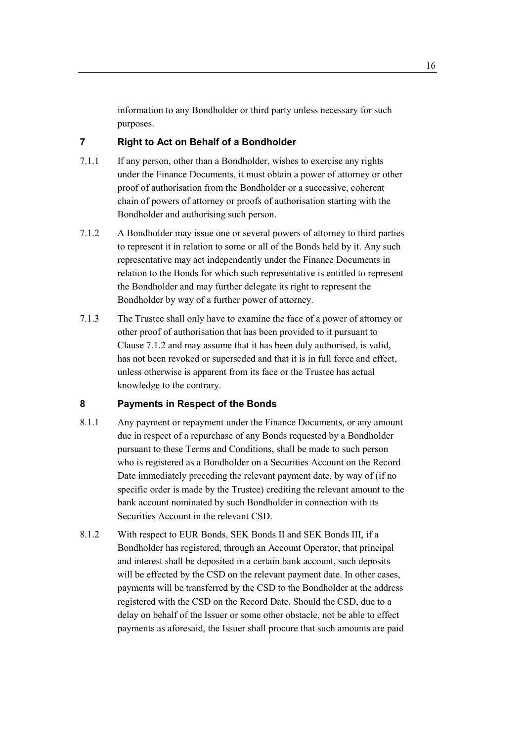information to any Bondholder or third party unless necessary for such purposes.

## 7 Right to Act on Behalf of a Bondholder

7.1.1 If any person, other than a Bondholder, wishes to exercise any rights under the Finance Documents, it must obtain a power of attorney or other proof of authorisation from the Bondholder or a successive, coherent chain of powers of attorney or proofs of authorisation starting with the Bondholder and authorising such person.

7.1.2 A Bondholder may issue one or several powers of attorney to third parties to represent it in relation to some or all of the Bonds held by it. Any such representative may act independently under the Finance Documents in relation to the Bonds for which such representative is entitled to represent the Bondholder and may further delegate its right to represent the Bondholder by way of a further power of attorney.

7.1.3 The Trustee shall only have to examine the face of a power of attorney or other proof of authorisation that has been provided to it pursuant to Clause 7.1.2 and may assume that it has been duly authorised, is valid, has not been revoked or superseded and that it is in full force and effect, unless otherwise is apparent from its face or the Trustee has actual knowledge to the contrary.

## 8 Payments in Respect of the Bonds

8.1.1 Any payment or repayment under the Finance Documents, or any amount due in respect of a repurchase of any Bonds requested by a Bondholder pursuant to these Terms and Conditions, shall be made to such person who is registered as a Bondholder on a Securities Account on the Record Date immediately preceding the relevant payment date, by way of (if no specific order is made by the Trustee) crediting the relevant amount to the bank account nominated by such Bondholder in connection with its Securities Account in the relevant CSD.

8.1.2 With respect to EUR Bonds, SEK Bonds II and SEK Bonds III, if a Bondholder has registered, through an Account Operator, that principal and interest shall be deposited in a certain bank account, such deposits will be effected by the CSD on the relevant payment date. In other cases, payments will be transferred by the CSD to the Bondholder at the address registered with the CSD on the Record Date. Should the CSD, due to a delay on behalf of the Issuer or some other obstacle, not be able to effect payments as aforesaid, the Issuer shall procure that such amounts are paid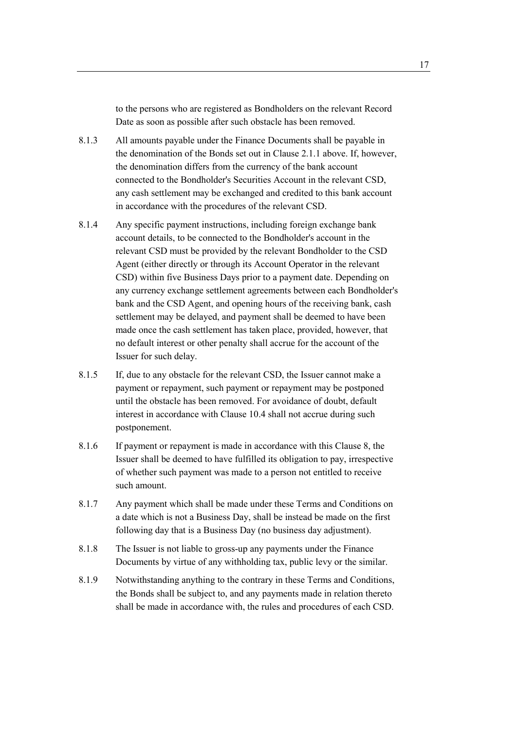to the persons who are registered as Bondholders on the relevant Record Date as soon as possible after such obstacle has been removed.

8.1.3 All amounts payable under the Finance Documents shall be payable in the denomination of the Bonds set out in Clause 2.1.1 above. If, however, the denomination differs from the currency of the bank account connected to the Bondholder's Securities Account in the relevant CSD, any cash settlement may be exchanged and credited to this bank account in accordance with the procedures of the relevant CSD.

8.1.4 Any specific payment instructions, including foreign exchange bank account details, to be connected to the Bondholder's account in the relevant CSD must be provided by the relevant Bondholder to the CSD Agent (either directly or through its Account Operator in the relevant CSD) within five Business Days prior to a payment date. Depending on any currency exchange settlement agreements between each Bondholder's bank and the CSD Agent, and opening hours of the receiving bank, cash settlement may be delayed, and payment shall be deemed to have been made once the cash settlement has taken place, provided, however, that no default interest or other penalty shall accrue for the account of the Issuer for such delay.

8.1.5 If, due to any obstacle for the relevant CSD, the Issuer cannot make a payment or repayment, such payment or repayment may be postponed until the obstacle has been removed. For avoidance of doubt, default interest in accordance with Clause 10.4 shall not accrue during such postponement.

8.1.6 If payment or repayment is made in accordance with this Clause 8, the Issuer shall be deemed to have fulfilled its obligation to pay, irrespective of whether such payment was made to a person not entitled to receive such amount.

8.1.7 Any payment which shall be made under these Terms and Conditions on a date which is not a Business Day, shall be instead be made on the first following day that is a Business Day (no business day adjustment).

8.1.8 The Issuer is not liable to gross-up any payments under the Finance Documents by virtue of any withholding tax, public levy or the similar.

8.1.9 Notwithstanding anything to the contrary in these Terms and Conditions, the Bonds shall be subject to, and any payments made in relation thereto shall be made in accordance with, the rules and procedures of each CSD.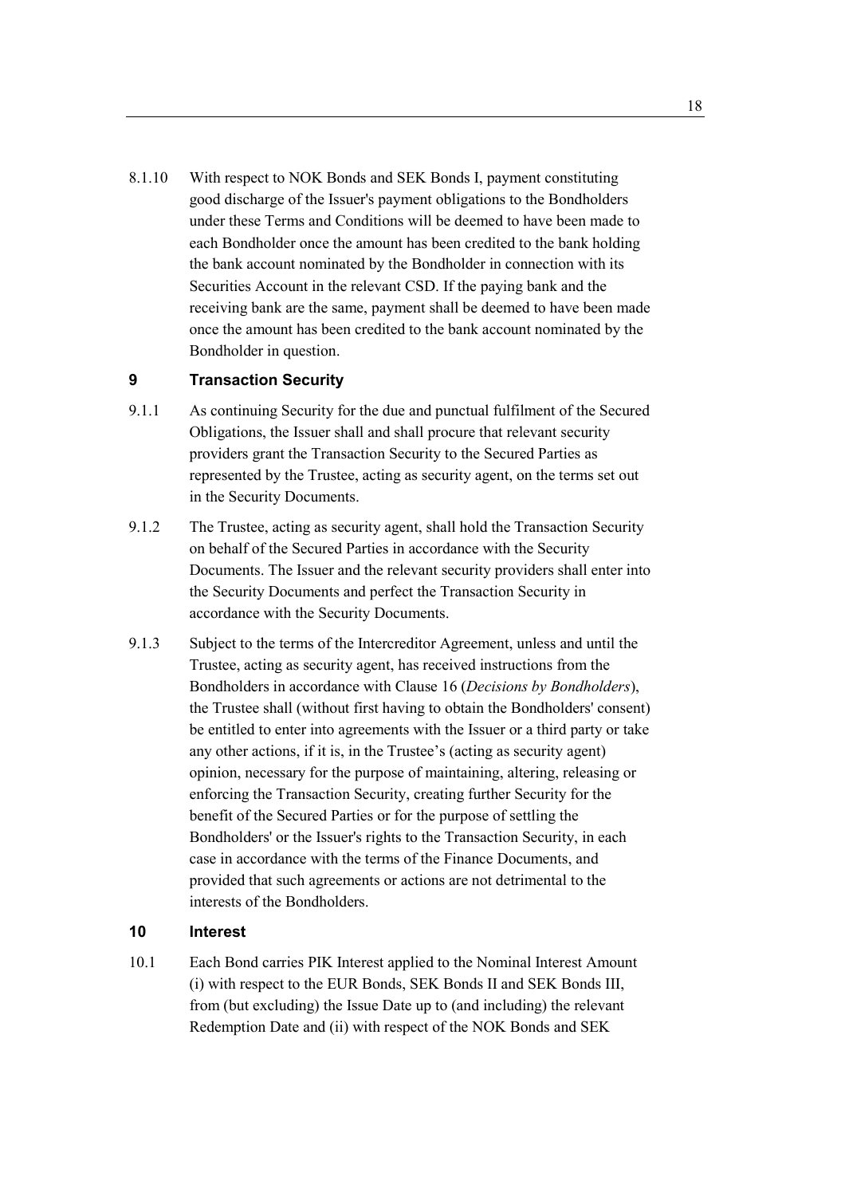8.1.10 With respect to NOK Bonds and SEK Bonds I, payment constituting good discharge of the Issuer's payment obligations to the Bondholders under these Terms and Conditions will be deemed to have been made to each Bondholder once the amount has been credited to the bank holding the bank account nominated by the Bondholder in connection with its Securities Account in the relevant CSD. If the paying bank and the receiving bank are the same, payment shall be deemed to have been made once the amount has been credited to the bank account nominated by the Bondholder in question.

## 9 Transaction Security

9.1.1 As continuing Security for the due and punctual fulfilment of the Secured Obligations, the Issuer shall and shall procure that relevant security providers grant the Transaction Security to the Secured Parties as represented by the Trustee, acting as security agent, on the terms set out in the Security Documents.

9.1.2 The Trustee, acting as security agent, shall hold the Transaction Security on behalf of the Secured Parties in accordance with the Security Documents. The Issuer and the relevant security providers shall enter into the Security Documents and perfect the Transaction Security in accordance with the Security Documents.

9.1.3 Subject to the terms of the Intercreditor Agreement, unless and until the Trustee, acting as security agent, has received instructions from the Bondholders in accordance with Clause 16 (*Decisions by Bondholders*), the Trustee shall (without first having to obtain the Bondholders' consent) be entitled to enter into agreements with the Issuer or a third party or take any other actions, if it is, in the Trustee's (acting as security agent) opinion, necessary for the purpose of maintaining, altering, releasing or enforcing the Transaction Security, creating further Security for the benefit of the Secured Parties or for the purpose of settling the Bondholders' or the Issuer's rights to the Transaction Security, in each case in accordance with the terms of the Finance Documents, and provided that such agreements or actions are not detrimental to the interests of the Bondholders.

## 10 Interest

10.1 Each Bond carries PIK Interest applied to the Nominal Interest Amount (i) with respect to the EUR Bonds, SEK Bonds II and SEK Bonds III, from (but excluding) the Issue Date up to (and including) the relevant Redemption Date and (ii) with respect of the NOK Bonds and SEK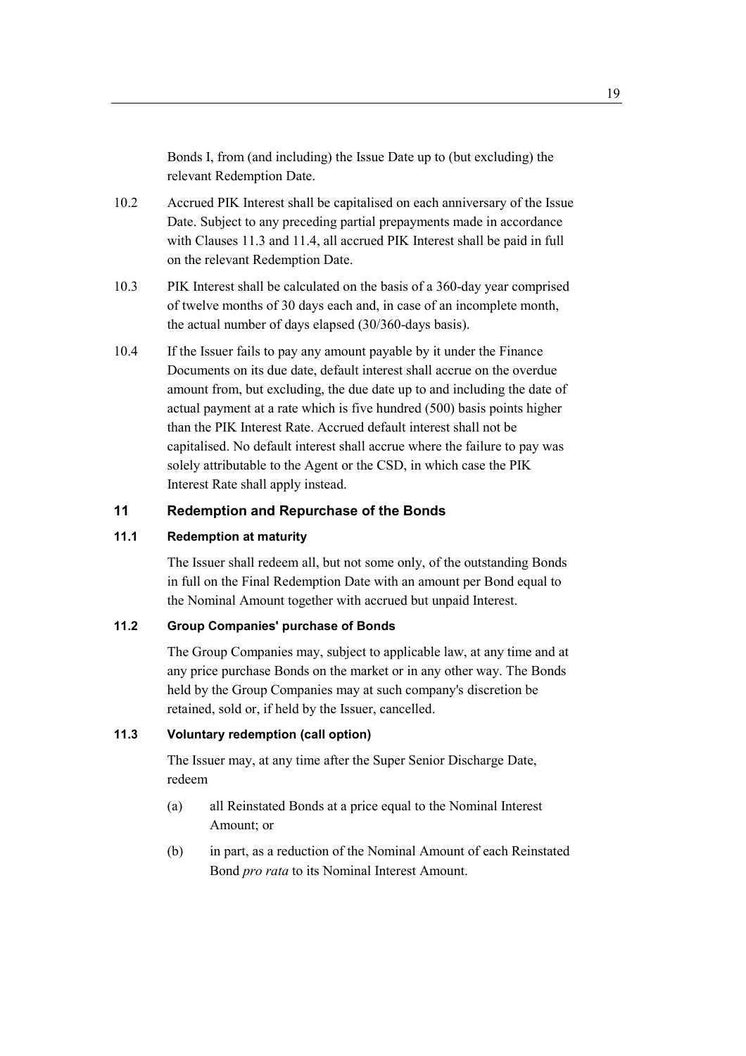Bonds I, from (and including) the Issue Date up to (but excluding) the relevant Redemption Date.

10.2 Accrued PIK Interest shall be capitalised on each anniversary of the Issue Date. Subject to any preceding partial prepayments made in accordance with Clauses 11.3 and 11.4, all accrued PIK Interest shall be paid in full on the relevant Redemption Date.

10.3 PIK Interest shall be calculated on the basis of a 360-day year comprised of twelve months of 30 days each and, in case of an incomplete month, the actual number of days elapsed (30/360-days basis).

10.4 If the Issuer fails to pay any amount payable by it under the Finance Documents on its due date, default interest shall accrue on the overdue amount from, but excluding, the due date up to and including the date of actual payment at a rate which is five hundred (500) basis points higher than the PIK Interest Rate. Accrued default interest shall not be capitalised. No default interest shall accrue where the failure to pay was solely attributable to the Agent or the CSD, in which case the PIK Interest Rate shall apply instead.

## 11 Redemption and Repurchase of the Bonds

### 11.1 Redemption at maturity

The Issuer shall redeem all, but not some only, of the outstanding Bonds in full on the Final Redemption Date with an amount per Bond equal to the Nominal Amount together with accrued but unpaid Interest.

### 11.2 Group Companies' purchase of Bonds

The Group Companies may, subject to applicable law, at any time and at any price purchase Bonds on the market or in any other way. The Bonds held by the Group Companies may at such company's discretion be retained, sold or, if held by the Issuer, cancelled.

### 11.3 Voluntary redemption (call option)

The Issuer may, at any time after the Super Senior Discharge Date, redeem

(a) all Reinstated Bonds at a price equal to the Nominal Interest Amount; or

(b) in part, as a reduction of the Nominal Amount of each Reinstated Bond *pro rata* to its Nominal Interest Amount.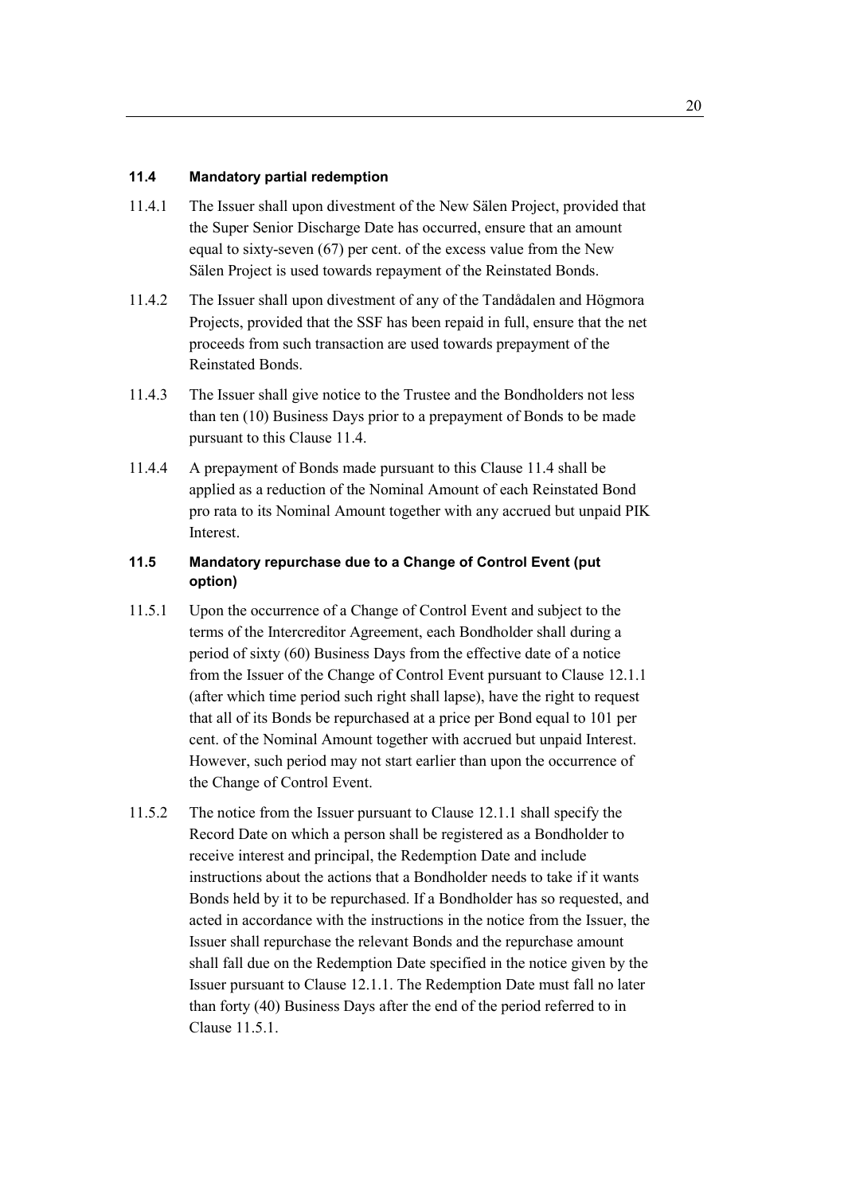### 11.4 Mandatory partial redemption

11.4.1 The Issuer shall upon divestment of the New Sälen Project, provided that the Super Senior Discharge Date has occurred, ensure that an amount equal to sixty-seven (67) per cent. of the excess value from the New Sälen Project is used towards repayment of the Reinstated Bonds.

11.4.2 The Issuer shall upon divestment of any of the Tandådalen and Högmora Projects, provided that the SSF has been repaid in full, ensure that the net proceeds from such transaction are used towards prepayment of the Reinstated Bonds.

11.4.3 The Issuer shall give notice to the Trustee and the Bondholders not less than ten (10) Business Days prior to a prepayment of Bonds to be made pursuant to this Clause 11.4.

11.4.4 A prepayment of Bonds made pursuant to this Clause 11.4 shall be applied as a reduction of the Nominal Amount of each Reinstated Bond pro rata to its Nominal Amount together with any accrued but unpaid PIK Interest.

### 11.5 Mandatory repurchase due to a Change of Control Event (put option)

11.5.1 Upon the occurrence of a Change of Control Event and subject to the terms of the Intercreditor Agreement, each Bondholder shall during a period of sixty (60) Business Days from the effective date of a notice from the Issuer of the Change of Control Event pursuant to Clause 12.1.1 (after which time period such right shall lapse), have the right to request that all of its Bonds be repurchased at a price per Bond equal to 101 per cent. of the Nominal Amount together with accrued but unpaid Interest. However, such period may not start earlier than upon the occurrence of the Change of Control Event.

11.5.2 The notice from the Issuer pursuant to Clause 12.1.1 shall specify the Record Date on which a person shall be registered as a Bondholder to receive interest and principal, the Redemption Date and include instructions about the actions that a Bondholder needs to take if it wants Bonds held by it to be repurchased. If a Bondholder has so requested, and acted in accordance with the instructions in the notice from the Issuer, the Issuer shall repurchase the relevant Bonds and the repurchase amount shall fall due on the Redemption Date specified in the notice given by the Issuer pursuant to Clause 12.1.1. The Redemption Date must fall no later than forty (40) Business Days after the end of the period referred to in Clause 11.5.1.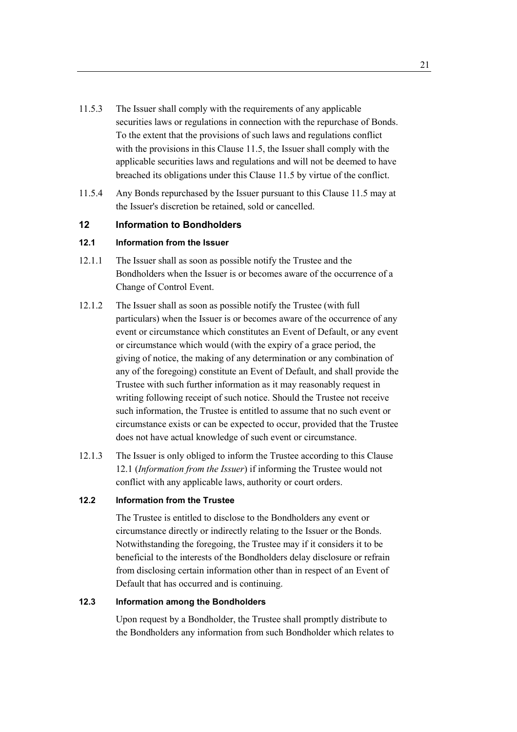11.5.3 The Issuer shall comply with the requirements of any applicable securities laws or regulations in connection with the repurchase of Bonds. To the extent that the provisions of such laws and regulations conflict with the provisions in this Clause 11.5, the Issuer shall comply with the applicable securities laws and regulations and will not be deemed to have breached its obligations under this Clause 11.5 by virtue of the conflict.

11.5.4 Any Bonds repurchased by the Issuer pursuant to this Clause 11.5 may at the Issuer's discretion be retained, sold or cancelled.

## 12 Information to Bondholders

### 12.1 Information from the Issuer

12.1.1 The Issuer shall as soon as possible notify the Trustee and the Bondholders when the Issuer is or becomes aware of the occurrence of a Change of Control Event.

12.1.2 The Issuer shall as soon as possible notify the Trustee (with full particulars) when the Issuer is or becomes aware of the occurrence of any event or circumstance which constitutes an Event of Default, or any event or circumstance which would (with the expiry of a grace period, the giving of notice, the making of any determination or any combination of any of the foregoing) constitute an Event of Default, and shall provide the Trustee with such further information as it may reasonably request in writing following receipt of such notice. Should the Trustee not receive such information, the Trustee is entitled to assume that no such event or circumstance exists or can be expected to occur, provided that the Trustee does not have actual knowledge of such event or circumstance.

12.1.3 The Issuer is only obliged to inform the Trustee according to this Clause 12.1 (*Information from the Issuer*) if informing the Trustee would not conflict with any applicable laws, authority or court orders.

### 12.2 Information from the Trustee

The Trustee is entitled to disclose to the Bondholders any event or circumstance directly or indirectly relating to the Issuer or the Bonds. Notwithstanding the foregoing, the Trustee may if it considers it to be beneficial to the interests of the Bondholders delay disclosure or refrain from disclosing certain information other than in respect of an Event of Default that has occurred and is continuing.

### 12.3 Information among the Bondholders

Upon request by a Bondholder, the Trustee shall promptly distribute to the Bondholders any information from such Bondholder which relates to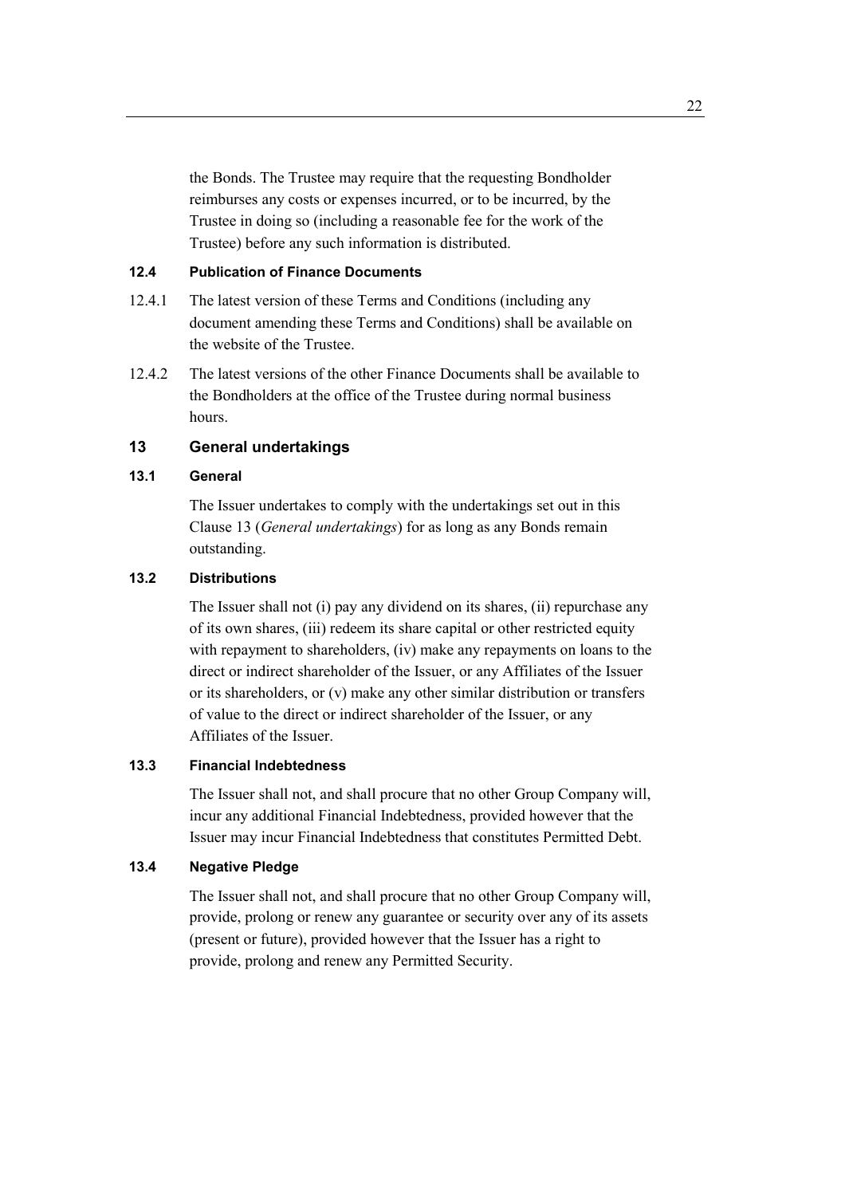the Bonds. The Trustee may require that the requesting Bondholder reimburses any costs or expenses incurred, or to be incurred, by the Trustee in doing so (including a reasonable fee for the work of the Trustee) before any such information is distributed.

### 12.4 Publication of Finance Documents

12.4.1 The latest version of these Terms and Conditions (including any document amending these Terms and Conditions) shall be available on the website of the Trustee.

12.4.2 The latest versions of the other Finance Documents shall be available to the Bondholders at the office of the Trustee during normal business hours.

## 13 General undertakings

### 13.1 General

The Issuer undertakes to comply with the undertakings set out in this Clause 13 (*General undertakings*) for as long as any Bonds remain outstanding.

### 13.2 Distributions

The Issuer shall not (i) pay any dividend on its shares, (ii) repurchase any of its own shares, (iii) redeem its share capital or other restricted equity with repayment to shareholders, (iv) make any repayments on loans to the direct or indirect shareholder of the Issuer, or any Affiliates of the Issuer or its shareholders, or (v) make any other similar distribution or transfers of value to the direct or indirect shareholder of the Issuer, or any Affiliates of the Issuer.

### 13.3 Financial Indebtedness

The Issuer shall not, and shall procure that no other Group Company will, incur any additional Financial Indebtedness, provided however that the Issuer may incur Financial Indebtedness that constitutes Permitted Debt.

### 13.4 Negative Pledge

The Issuer shall not, and shall procure that no other Group Company will, provide, prolong or renew any guarantee or security over any of its assets (present or future), provided however that the Issuer has a right to provide, prolong and renew any Permitted Security.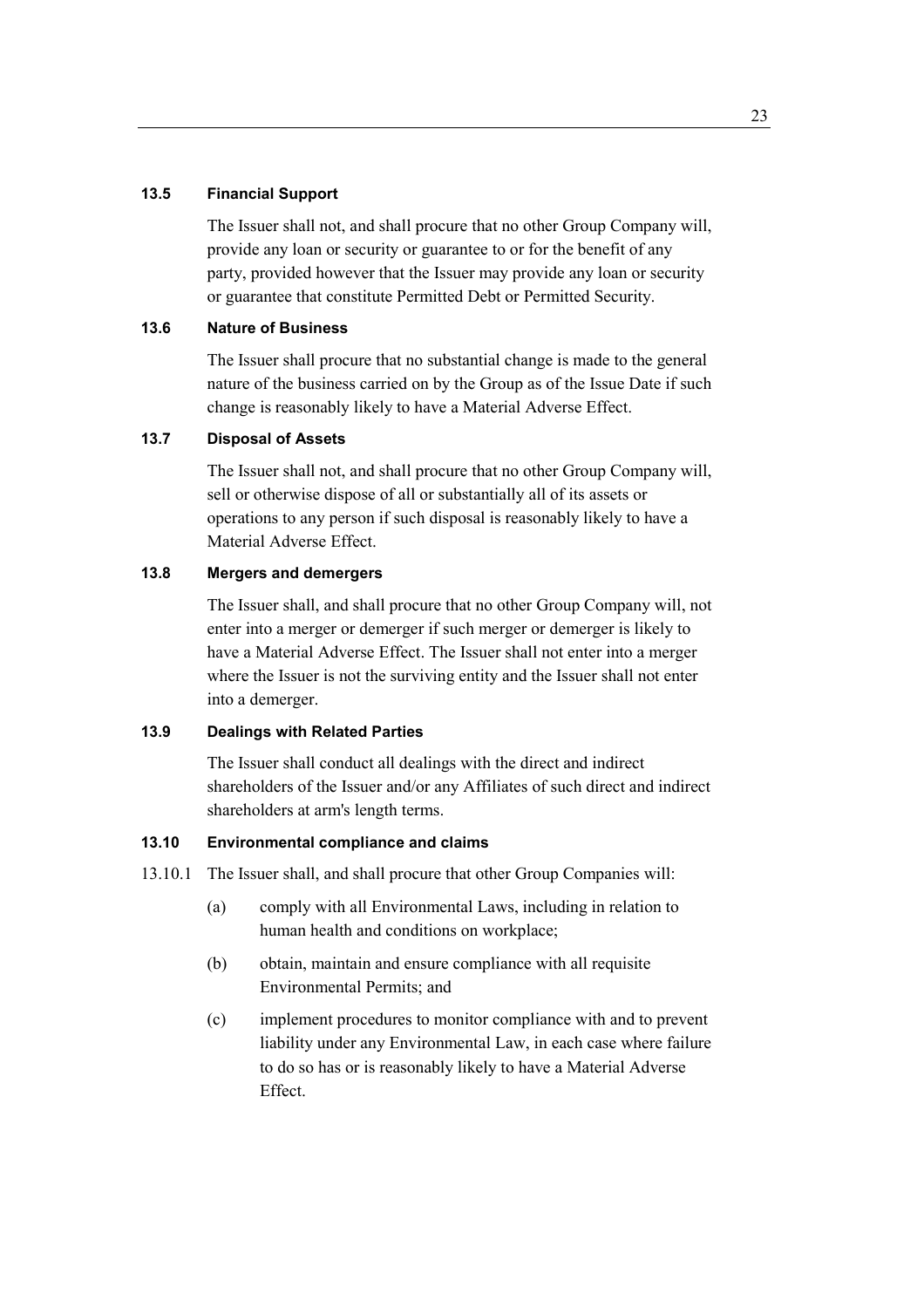### 13.5 Financial Support

The Issuer shall not, and shall procure that no other Group Company will, provide any loan or security or guarantee to or for the benefit of any party, provided however that the Issuer may provide any loan or security or guarantee that constitute Permitted Debt or Permitted Security.

### 13.6 Nature of Business

The Issuer shall procure that no substantial change is made to the general nature of the business carried on by the Group as of the Issue Date if such change is reasonably likely to have a Material Adverse Effect.

### 13.7 Disposal of Assets

The Issuer shall not, and shall procure that no other Group Company will, sell or otherwise dispose of all or substantially all of its assets or operations to any person if such disposal is reasonably likely to have a Material Adverse Effect.

### 13.8 Mergers and demergers

The Issuer shall, and shall procure that no other Group Company will, not enter into a merger or demerger if such merger or demerger is likely to have a Material Adverse Effect. The Issuer shall not enter into a merger where the Issuer is not the surviving entity and the Issuer shall not enter into a demerger.

### 13.9 Dealings with Related Parties

The Issuer shall conduct all dealings with the direct and indirect shareholders of the Issuer and/or any Affiliates of such direct and indirect shareholders at arm's length terms.

### 13.10 Environmental compliance and claims

13.10.1 The Issuer shall, and shall procure that other Group Companies will:

(a) comply with all Environmental Laws, including in relation to human health and conditions on workplace;

(b) obtain, maintain and ensure compliance with all requisite Environmental Permits; and

(c) implement procedures to monitor compliance with and to prevent liability under any Environmental Law, in each case where failure to do so has or is reasonably likely to have a Material Adverse Effect.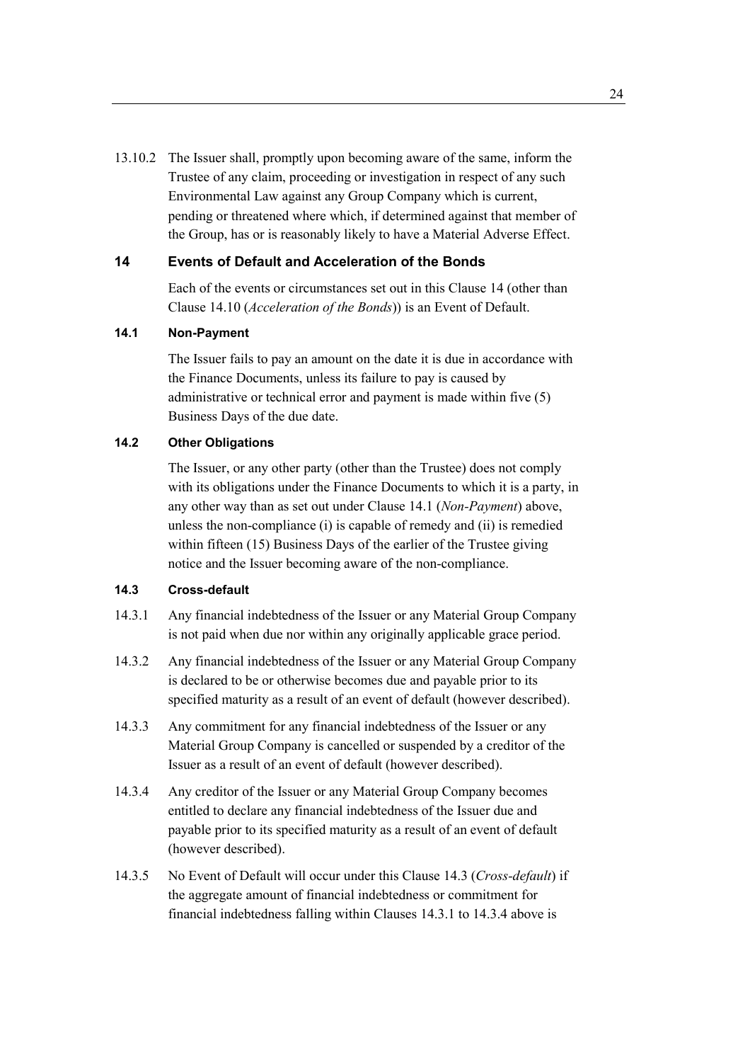13.10.2 The Issuer shall, promptly upon becoming aware of the same, inform the Trustee of any claim, proceeding or investigation in respect of any such Environmental Law against any Group Company which is current, pending or threatened where which, if determined against that member of the Group, has or is reasonably likely to have a Material Adverse Effect.

## 14 Events of Default and Acceleration of the Bonds

Each of the events or circumstances set out in this Clause 14 (other than Clause 14.10 (*Acceleration of the Bonds*)) is an Event of Default.

### 14.1 Non-Payment

The Issuer fails to pay an amount on the date it is due in accordance with the Finance Documents, unless its failure to pay is caused by administrative or technical error and payment is made within five (5) Business Days of the due date.

### 14.2 Other Obligations

The Issuer, or any other party (other than the Trustee) does not comply with its obligations under the Finance Documents to which it is a party, in any other way than as set out under Clause 14.1 (*Non-Payment*) above, unless the non-compliance (i) is capable of remedy and (ii) is remedied within fifteen (15) Business Days of the earlier of the Trustee giving notice and the Issuer becoming aware of the non-compliance.

### 14.3 Cross-default

14.3.1 Any financial indebtedness of the Issuer or any Material Group Company is not paid when due nor within any originally applicable grace period.

14.3.2 Any financial indebtedness of the Issuer or any Material Group Company is declared to be or otherwise becomes due and payable prior to its specified maturity as a result of an event of default (however described).

14.3.3 Any commitment for any financial indebtedness of the Issuer or any Material Group Company is cancelled or suspended by a creditor of the Issuer as a result of an event of default (however described).

14.3.4 Any creditor of the Issuer or any Material Group Company becomes entitled to declare any financial indebtedness of the Issuer due and payable prior to its specified maturity as a result of an event of default (however described).

14.3.5 No Event of Default will occur under this Clause 14.3 (*Cross-default*) if the aggregate amount of financial indebtedness or commitment for financial indebtedness falling within Clauses 14.3.1 to 14.3.4 above is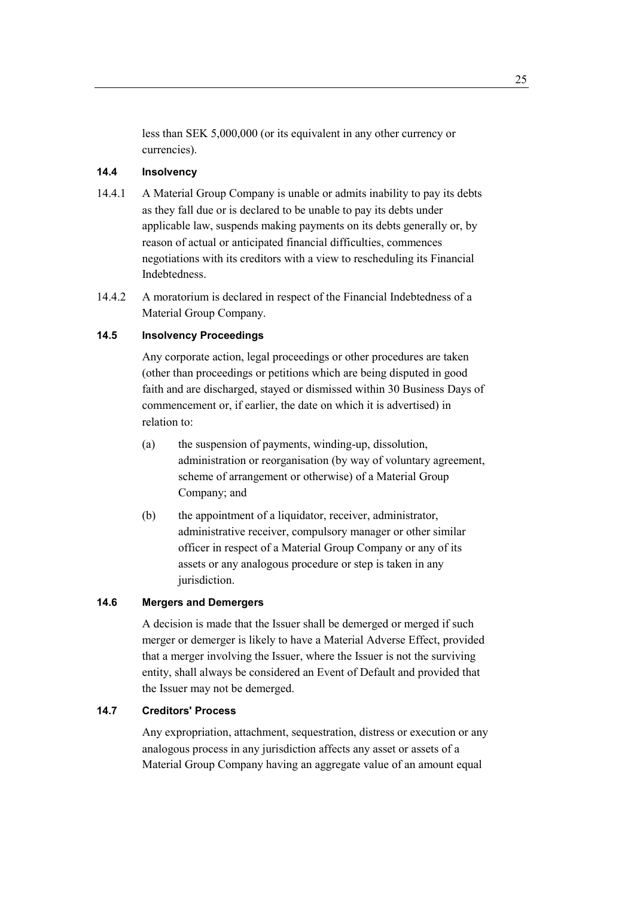less than SEK 5,000,000 (or its equivalent in any other currency or currencies).

**14.4 Insolvency**

14.4.1 A Material Group Company is unable or admits inability to pay its debts as they fall due or is declared to be unable to pay its debts under applicable law, suspends making payments on its debts generally or, by reason of actual or anticipated financial difficulties, commences negotiations with its creditors with a view to rescheduling its Financial Indebtedness.

14.4.2 A moratorium is declared in respect of the Financial Indebtedness of a Material Group Company.

**14.5 Insolvency Proceedings**

Any corporate action, legal proceedings or other procedures are taken (other than proceedings or petitions which are being disputed in good faith and are discharged, stayed or dismissed within 30 Business Days of commencement or, if earlier, the date on which it is advertised) in relation to:

(a) the suspension of payments, winding-up, dissolution, administration or reorganisation (by way of voluntary agreement, scheme of arrangement or otherwise) of a Material Group Company; and

(b) the appointment of a liquidator, receiver, administrator, administrative receiver, compulsory manager or other similar officer in respect of a Material Group Company or any of its assets or any analogous procedure or step is taken in any jurisdiction.

**14.6 Mergers and Demergers**

A decision is made that the Issuer shall be demerged or merged if such merger or demerger is likely to have a Material Adverse Effect, provided that a merger involving the Issuer, where the Issuer is not the surviving entity, shall always be considered an Event of Default and provided that the Issuer may not be demerged.

**14.7 Creditors' Process**

Any expropriation, attachment, sequestration, distress or execution or any analogous process in any jurisdiction affects any asset or assets of a Material Group Company having an aggregate value of an amount equal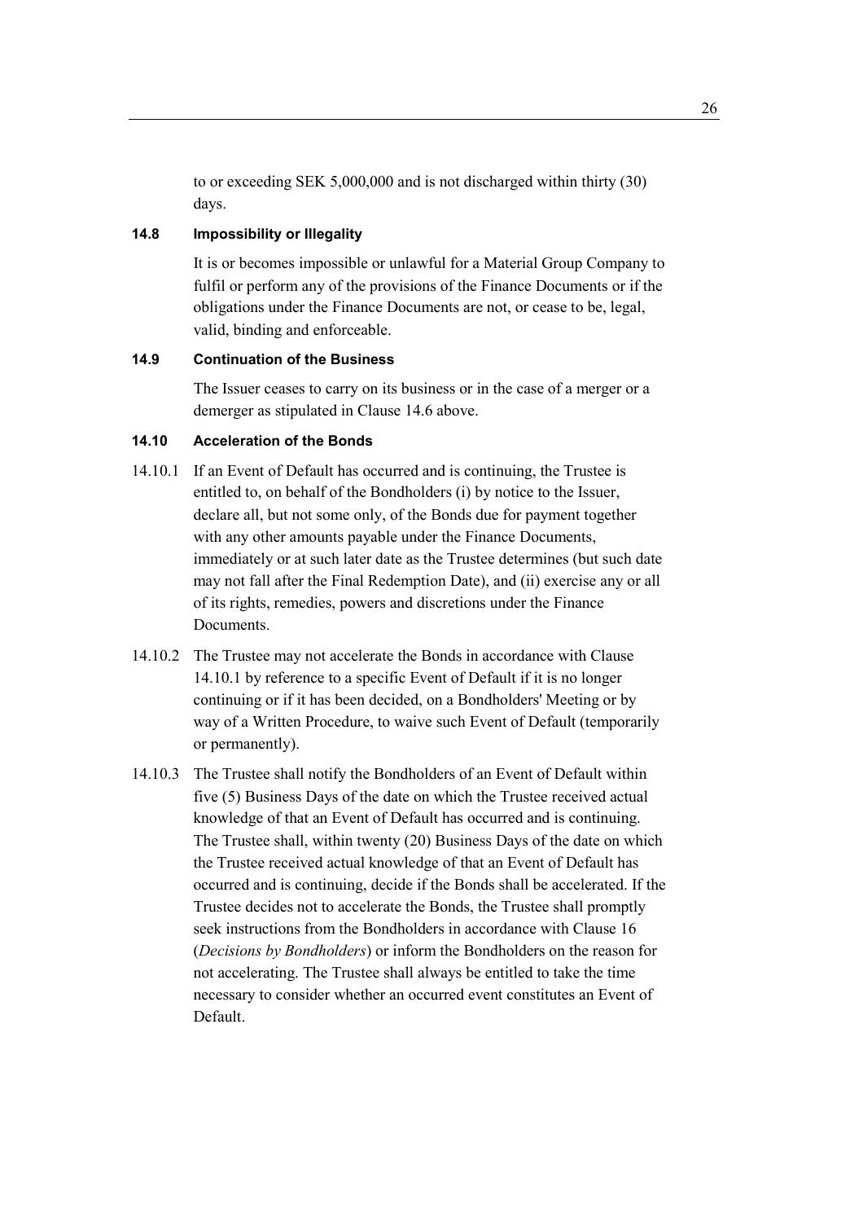to or exceeding SEK 5,000,000 and is not discharged within thirty (30) days.

### 14.8 Impossibility or Illegality

It is or becomes impossible or unlawful for a Material Group Company to fulfil or perform any of the provisions of the Finance Documents or if the obligations under the Finance Documents are not, or cease to be, legal, valid, binding and enforceable.

### 14.9 Continuation of the Business

The Issuer ceases to carry on its business or in the case of a merger or a demerger as stipulated in Clause 14.6 above.

### 14.10 Acceleration of the Bonds

14.10.1 If an Event of Default has occurred and is continuing, the Trustee is entitled to, on behalf of the Bondholders (i) by notice to the Issuer, declare all, but not some only, of the Bonds due for payment together with any other amounts payable under the Finance Documents, immediately or at such later date as the Trustee determines (but such date may not fall after the Final Redemption Date), and (ii) exercise any or all of its rights, remedies, powers and discretions under the Finance Documents.

14.10.2 The Trustee may not accelerate the Bonds in accordance with Clause 14.10.1 by reference to a specific Event of Default if it is no longer continuing or if it has been decided, on a Bondholders' Meeting or by way of a Written Procedure, to waive such Event of Default (temporarily or permanently).

14.10.3 The Trustee shall notify the Bondholders of an Event of Default within five (5) Business Days of the date on which the Trustee received actual knowledge of that an Event of Default has occurred and is continuing. The Trustee shall, within twenty (20) Business Days of the date on which the Trustee received actual knowledge of that an Event of Default has occurred and is continuing, decide if the Bonds shall be accelerated. If the Trustee decides not to accelerate the Bonds, the Trustee shall promptly seek instructions from the Bondholders in accordance with Clause 16 (*Decisions by Bondholders*) or inform the Bondholders on the reason for not accelerating. The Trustee shall always be entitled to take the time necessary to consider whether an occurred event constitutes an Event of Default.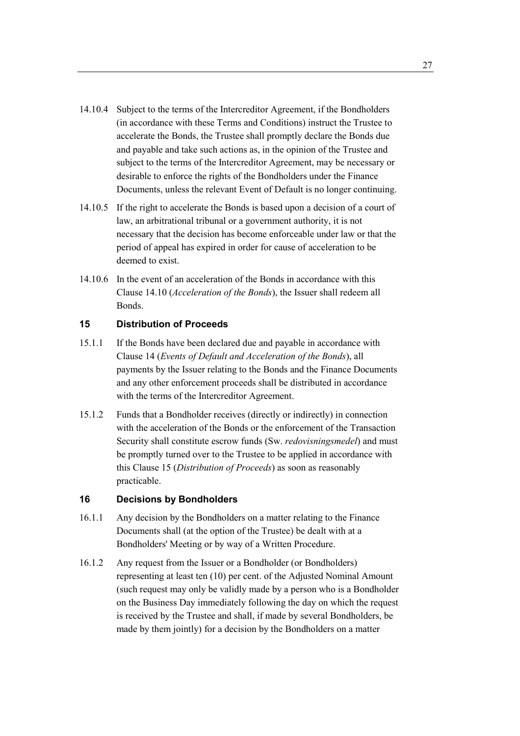14.10.4 Subject to the terms of the Intercreditor Agreement, if the Bondholders (in accordance with these Terms and Conditions) instruct the Trustee to accelerate the Bonds, the Trustee shall promptly declare the Bonds due and payable and take such actions as, in the opinion of the Trustee and subject to the terms of the Intercreditor Agreement, may be necessary or desirable to enforce the rights of the Bondholders under the Finance Documents, unless the relevant Event of Default is no longer continuing.

14.10.5 If the right to accelerate the Bonds is based upon a decision of a court of law, an arbitrational tribunal or a government authority, it is not necessary that the decision has become enforceable under law or that the period of appeal has expired in order for cause of acceleration to be deemed to exist.

14.10.6 In the event of an acceleration of the Bonds in accordance with this Clause 14.10 (*Acceleration of the Bonds*), the Issuer shall redeem all Bonds.

## 15 Distribution of Proceeds

15.1.1 If the Bonds have been declared due and payable in accordance with Clause 14 (*Events of Default and Acceleration of the Bonds*), all payments by the Issuer relating to the Bonds and the Finance Documents and any other enforcement proceeds shall be distributed in accordance with the terms of the Intercreditor Agreement.

15.1.2 Funds that a Bondholder receives (directly or indirectly) in connection with the acceleration of the Bonds or the enforcement of the Transaction Security shall constitute escrow funds (Sw. *redovisningsmedel*) and must be promptly turned over to the Trustee to be applied in accordance with this Clause 15 (*Distribution of Proceeds*) as soon as reasonably practicable.

## 16 Decisions by Bondholders

16.1.1 Any decision by the Bondholders on a matter relating to the Finance Documents shall (at the option of the Trustee) be dealt with at a Bondholders' Meeting or by way of a Written Procedure.

16.1.2 Any request from the Issuer or a Bondholder (or Bondholders) representing at least ten (10) per cent. of the Adjusted Nominal Amount (such request may only be validly made by a person who is a Bondholder on the Business Day immediately following the day on which the request is received by the Trustee and shall, if made by several Bondholders, be made by them jointly) for a decision by the Bondholders on a matter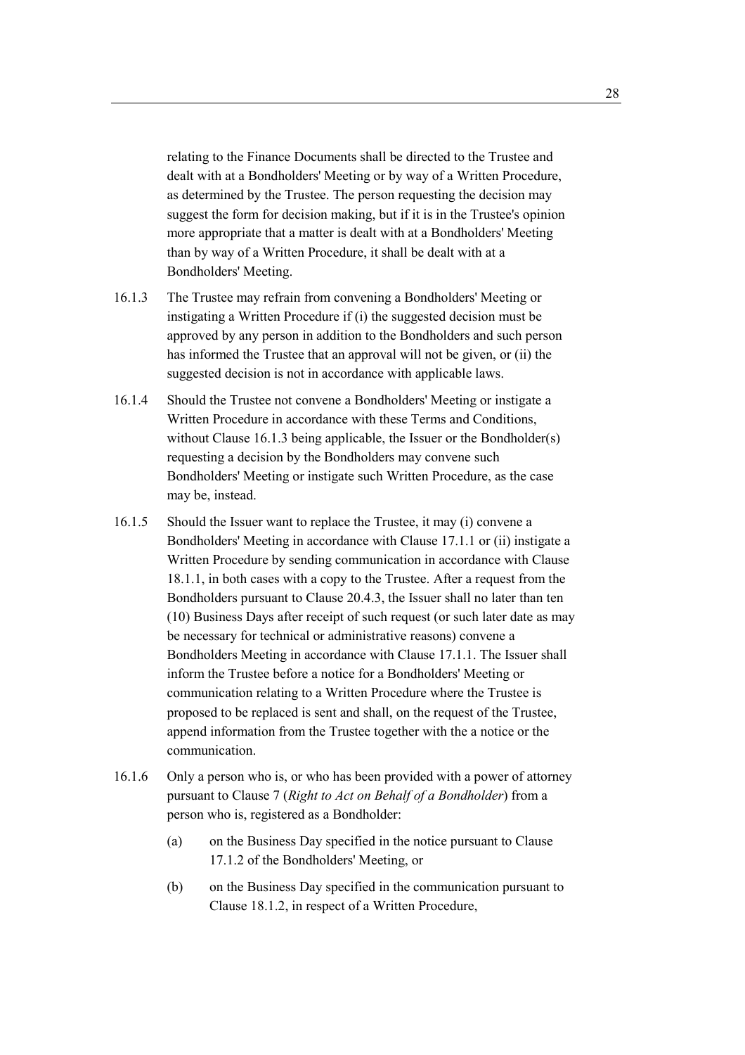relating to the Finance Documents shall be directed to the Trustee and dealt with at a Bondholders' Meeting or by way of a Written Procedure, as determined by the Trustee. The person requesting the decision may suggest the form for decision making, but if it is in the Trustee's opinion more appropriate that a matter is dealt with at a Bondholders' Meeting than by way of a Written Procedure, it shall be dealt with at a Bondholders' Meeting.

16.1.3 The Trustee may refrain from convening a Bondholders' Meeting or instigating a Written Procedure if (i) the suggested decision must be approved by any person in addition to the Bondholders and such person has informed the Trustee that an approval will not be given, or (ii) the suggested decision is not in accordance with applicable laws.

16.1.4 Should the Trustee not convene a Bondholders' Meeting or instigate a Written Procedure in accordance with these Terms and Conditions, without Clause 16.1.3 being applicable, the Issuer or the Bondholder(s) requesting a decision by the Bondholders may convene such Bondholders' Meeting or instigate such Written Procedure, as the case may be, instead.

16.1.5 Should the Issuer want to replace the Trustee, it may (i) convene a Bondholders' Meeting in accordance with Clause 17.1.1 or (ii) instigate a Written Procedure by sending communication in accordance with Clause 18.1.1, in both cases with a copy to the Trustee. After a request from the Bondholders pursuant to Clause 20.4.3, the Issuer shall no later than ten (10) Business Days after receipt of such request (or such later date as may be necessary for technical or administrative reasons) convene a Bondholders Meeting in accordance with Clause 17.1.1. The Issuer shall inform the Trustee before a notice for a Bondholders' Meeting or communication relating to a Written Procedure where the Trustee is proposed to be replaced is sent and shall, on the request of the Trustee, append information from the Trustee together with the a notice or the communication.

16.1.6 Only a person who is, or who has been provided with a power of attorney pursuant to Clause 7 (*Right to Act on Behalf of a Bondholder*) from a person who is, registered as a Bondholder:

(a) on the Business Day specified in the notice pursuant to Clause 17.1.2 of the Bondholders' Meeting, or

(b) on the Business Day specified in the communication pursuant to Clause 18.1.2, in respect of a Written Procedure,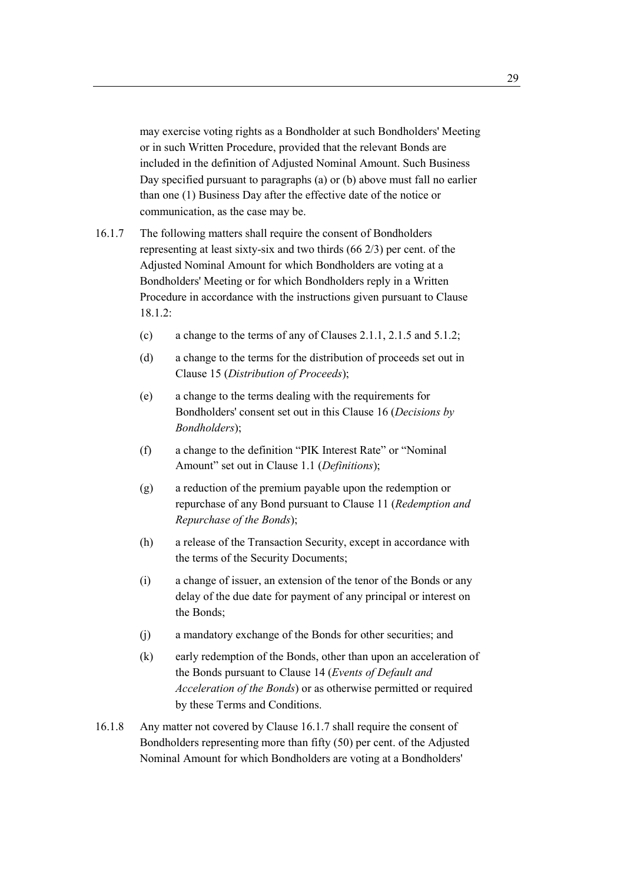may exercise voting rights as a Bondholder at such Bondholders' Meeting or in such Written Procedure, provided that the relevant Bonds are included in the definition of Adjusted Nominal Amount. Such Business Day specified pursuant to paragraphs (a) or (b) above must fall no earlier than one (1) Business Day after the effective date of the notice or communication, as the case may be.

16.1.7 The following matters shall require the consent of Bondholders representing at least sixty-six and two thirds (66 2/3) per cent. of the Adjusted Nominal Amount for which Bondholders are voting at a Bondholders' Meeting or for which Bondholders reply in a Written Procedure in accordance with the instructions given pursuant to Clause 18.1.2:

(c) a change to the terms of any of Clauses 2.1.1, 2.1.5 and 5.1.2;

(d) a change to the terms for the distribution of proceeds set out in Clause 15 (*Distribution of Proceeds*);

(e) a change to the terms dealing with the requirements for Bondholders' consent set out in this Clause 16 (*Decisions by Bondholders*);

(f) a change to the definition "PIK Interest Rate" or "Nominal Amount" set out in Clause 1.1 (*Definitions*);

(g) a reduction of the premium payable upon the redemption or repurchase of any Bond pursuant to Clause 11 (*Redemption and Repurchase of the Bonds*);

(h) a release of the Transaction Security, except in accordance with the terms of the Security Documents;

(i) a change of issuer, an extension of the tenor of the Bonds or any delay of the due date for payment of any principal or interest on the Bonds;

(j) a mandatory exchange of the Bonds for other securities; and

(k) early redemption of the Bonds, other than upon an acceleration of the Bonds pursuant to Clause 14 (*Events of Default and Acceleration of the Bonds*) or as otherwise permitted or required by these Terms and Conditions.

16.1.8 Any matter not covered by Clause 16.1.7 shall require the consent of Bondholders representing more than fifty (50) per cent. of the Adjusted Nominal Amount for which Bondholders are voting at a Bondholders'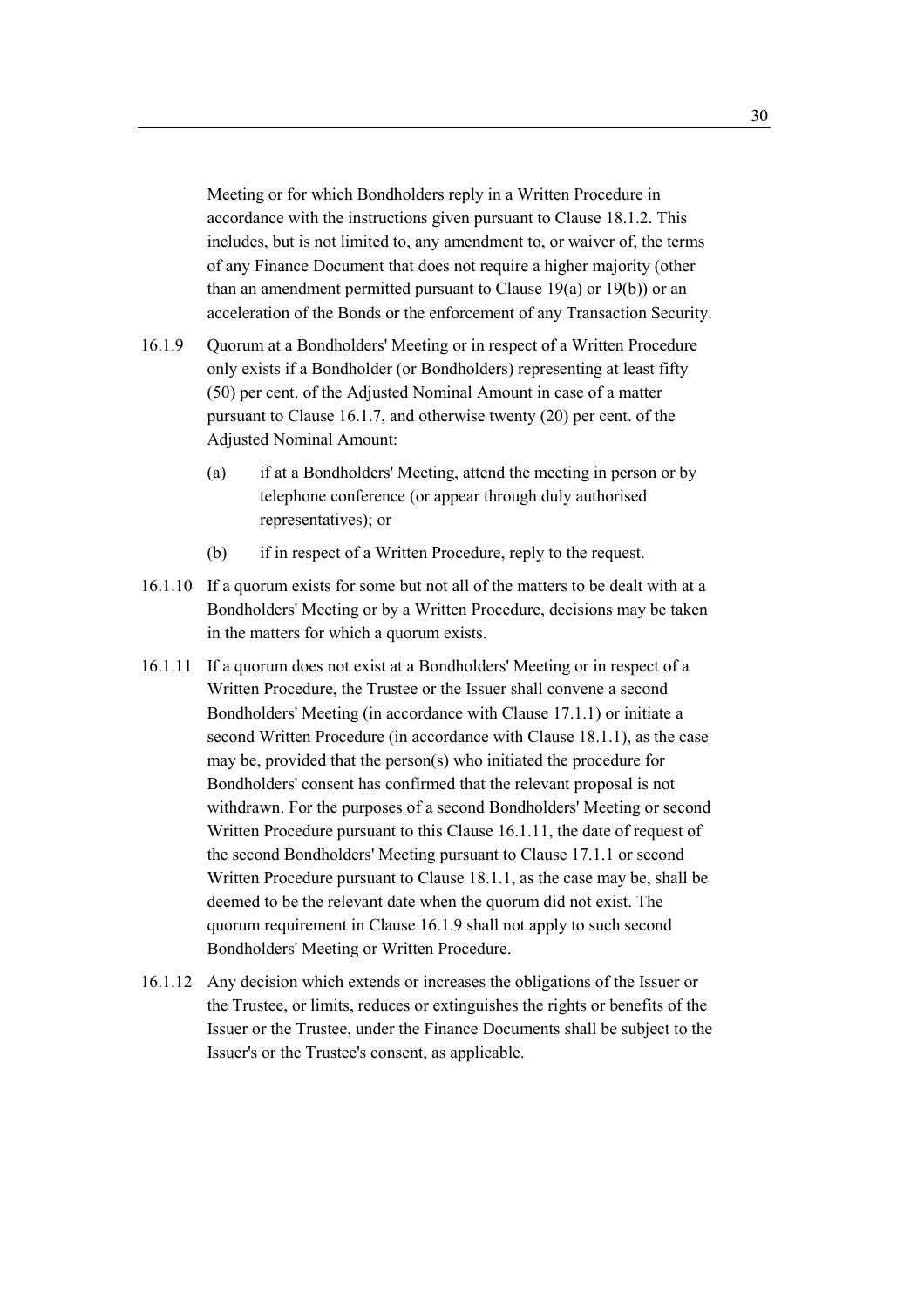Meeting or for which Bondholders reply in a Written Procedure in accordance with the instructions given pursuant to Clause 18.1.2. This includes, but is not limited to, any amendment to, or waiver of, the terms of any Finance Document that does not require a higher majority (other than an amendment permitted pursuant to Clause 19(a) or 19(b)) or an acceleration of the Bonds or the enforcement of any Transaction Security.

16.1.9 Quorum at a Bondholders' Meeting or in respect of a Written Procedure only exists if a Bondholder (or Bondholders) representing at least fifty (50) per cent. of the Adjusted Nominal Amount in case of a matter pursuant to Clause 16.1.7, and otherwise twenty (20) per cent. of the Adjusted Nominal Amount:

(a) if at a Bondholders' Meeting, attend the meeting in person or by telephone conference (or appear through duly authorised representatives); or

(b) if in respect of a Written Procedure, reply to the request.

16.1.10 If a quorum exists for some but not all of the matters to be dealt with at a Bondholders' Meeting or by a Written Procedure, decisions may be taken in the matters for which a quorum exists.

16.1.11 If a quorum does not exist at a Bondholders' Meeting or in respect of a Written Procedure, the Trustee or the Issuer shall convene a second Bondholders' Meeting (in accordance with Clause 17.1.1) or initiate a second Written Procedure (in accordance with Clause 18.1.1), as the case may be, provided that the person(s) who initiated the procedure for Bondholders' consent has confirmed that the relevant proposal is not withdrawn. For the purposes of a second Bondholders' Meeting or second Written Procedure pursuant to this Clause 16.1.11, the date of request of the second Bondholders' Meeting pursuant to Clause 17.1.1 or second Written Procedure pursuant to Clause 18.1.1, as the case may be, shall be deemed to be the relevant date when the quorum did not exist. The quorum requirement in Clause 16.1.9 shall not apply to such second Bondholders' Meeting or Written Procedure.

16.1.12 Any decision which extends or increases the obligations of the Issuer or the Trustee, or limits, reduces or extinguishes the rights or benefits of the Issuer or the Trustee, under the Finance Documents shall be subject to the Issuer's or the Trustee's consent, as applicable.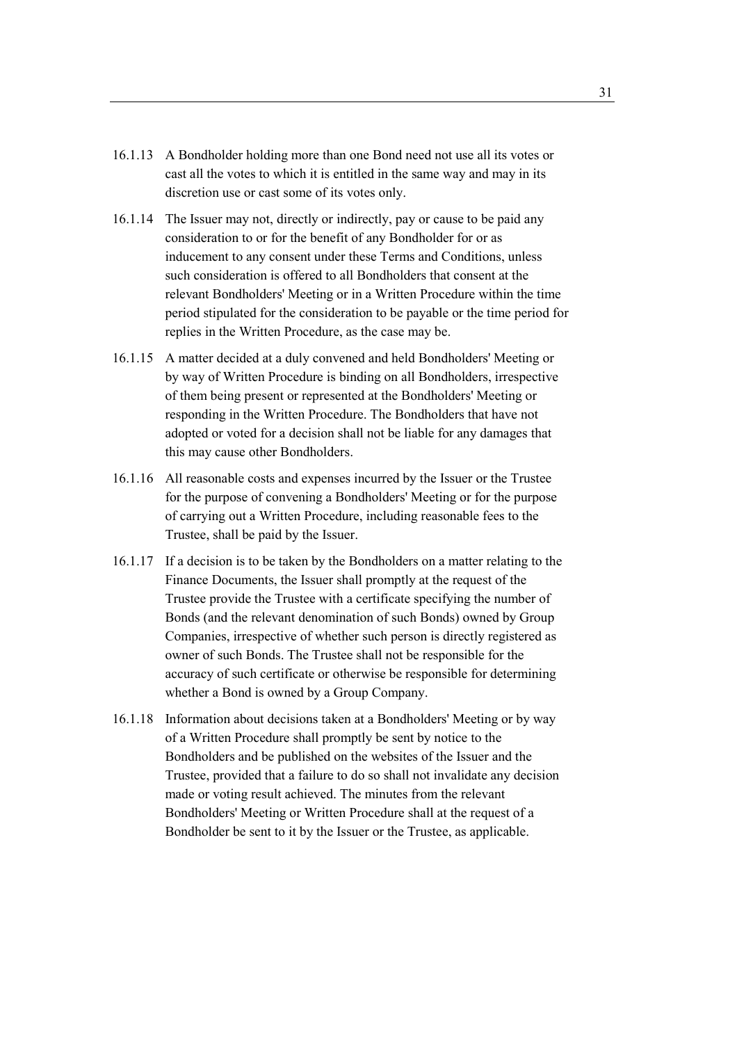16.1.13 A Bondholder holding more than one Bond need not use all its votes or cast all the votes to which it is entitled in the same way and may in its discretion use or cast some of its votes only.

16.1.14 The Issuer may not, directly or indirectly, pay or cause to be paid any consideration to or for the benefit of any Bondholder for or as inducement to any consent under these Terms and Conditions, unless such consideration is offered to all Bondholders that consent at the relevant Bondholders' Meeting or in a Written Procedure within the time period stipulated for the consideration to be payable or the time period for replies in the Written Procedure, as the case may be.

16.1.15 A matter decided at a duly convened and held Bondholders' Meeting or by way of Written Procedure is binding on all Bondholders, irrespective of them being present or represented at the Bondholders' Meeting or responding in the Written Procedure. The Bondholders that have not adopted or voted for a decision shall not be liable for any damages that this may cause other Bondholders.

16.1.16 All reasonable costs and expenses incurred by the Issuer or the Trustee for the purpose of convening a Bondholders' Meeting or for the purpose of carrying out a Written Procedure, including reasonable fees to the Trustee, shall be paid by the Issuer.

16.1.17 If a decision is to be taken by the Bondholders on a matter relating to the Finance Documents, the Issuer shall promptly at the request of the Trustee provide the Trustee with a certificate specifying the number of Bonds (and the relevant denomination of such Bonds) owned by Group Companies, irrespective of whether such person is directly registered as owner of such Bonds. The Trustee shall not be responsible for the accuracy of such certificate or otherwise be responsible for determining whether a Bond is owned by a Group Company.

16.1.18 Information about decisions taken at a Bondholders' Meeting or by way of a Written Procedure shall promptly be sent by notice to the Bondholders and be published on the websites of the Issuer and the Trustee, provided that a failure to do so shall not invalidate any decision made or voting result achieved. The minutes from the relevant Bondholders' Meeting or Written Procedure shall at the request of a Bondholder be sent to it by the Issuer or the Trustee, as applicable.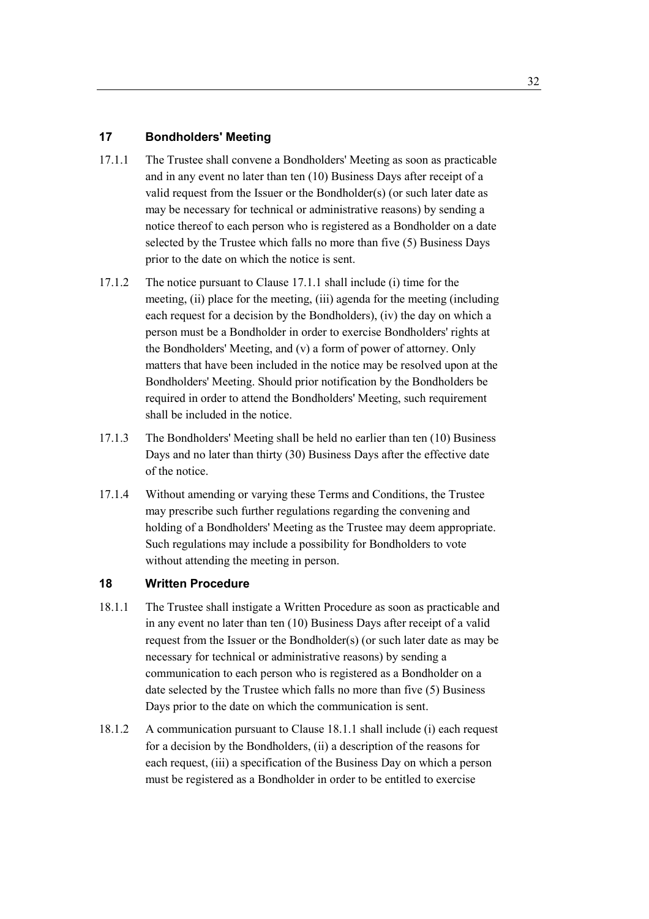## 17 Bondholders' Meeting

17.1.1 The Trustee shall convene a Bondholders' Meeting as soon as practicable and in any event no later than ten (10) Business Days after receipt of a valid request from the Issuer or the Bondholder(s) (or such later date as may be necessary for technical or administrative reasons) by sending a notice thereof to each person who is registered as a Bondholder on a date selected by the Trustee which falls no more than five (5) Business Days prior to the date on which the notice is sent.

17.1.2 The notice pursuant to Clause 17.1.1 shall include (i) time for the meeting, (ii) place for the meeting, (iii) agenda for the meeting (including each request for a decision by the Bondholders), (iv) the day on which a person must be a Bondholder in order to exercise Bondholders' rights at the Bondholders' Meeting, and (v) a form of power of attorney. Only matters that have been included in the notice may be resolved upon at the Bondholders' Meeting. Should prior notification by the Bondholders be required in order to attend the Bondholders' Meeting, such requirement shall be included in the notice.

17.1.3 The Bondholders' Meeting shall be held no earlier than ten (10) Business Days and no later than thirty (30) Business Days after the effective date of the notice.

17.1.4 Without amending or varying these Terms and Conditions, the Trustee may prescribe such further regulations regarding the convening and holding of a Bondholders' Meeting as the Trustee may deem appropriate. Such regulations may include a possibility for Bondholders to vote without attending the meeting in person.

## 18 Written Procedure

18.1.1 The Trustee shall instigate a Written Procedure as soon as practicable and in any event no later than ten (10) Business Days after receipt of a valid request from the Issuer or the Bondholder(s) (or such later date as may be necessary for technical or administrative reasons) by sending a communication to each person who is registered as a Bondholder on a date selected by the Trustee which falls no more than five (5) Business Days prior to the date on which the communication is sent.

18.1.2 A communication pursuant to Clause 18.1.1 shall include (i) each request for a decision by the Bondholders, (ii) a description of the reasons for each request, (iii) a specification of the Business Day on which a person must be registered as a Bondholder in order to be entitled to exercise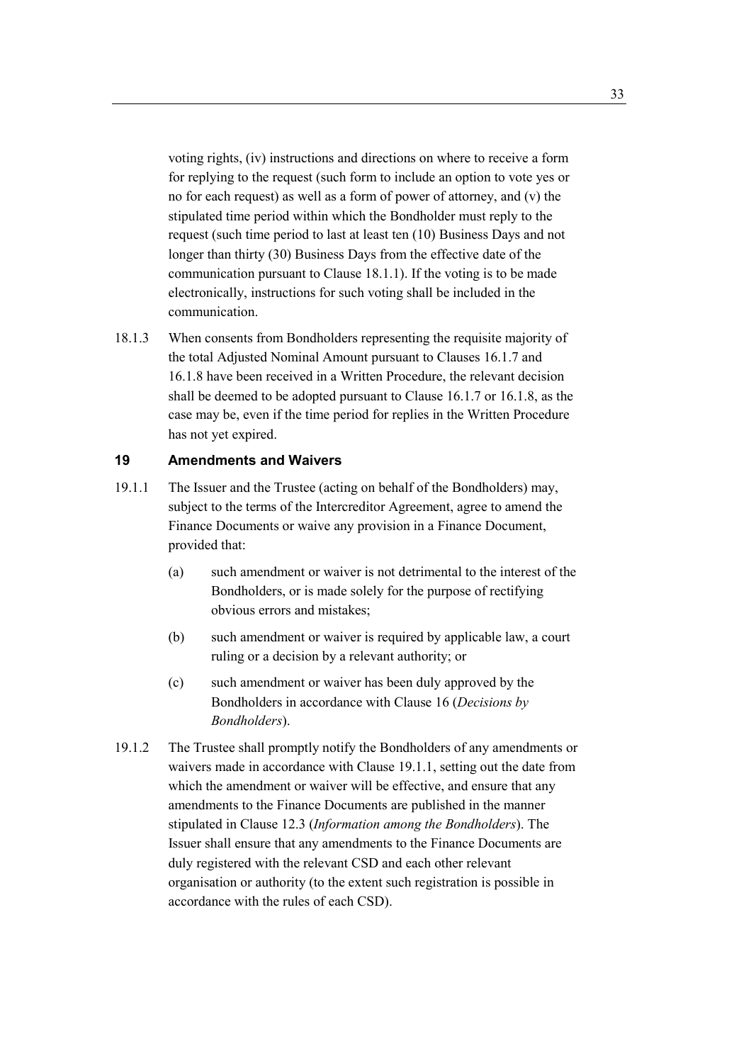voting rights, (iv) instructions and directions on where to receive a form for replying to the request (such form to include an option to vote yes or no for each request) as well as a form of power of attorney, and (v) the stipulated time period within which the Bondholder must reply to the request (such time period to last at least ten (10) Business Days and not longer than thirty (30) Business Days from the effective date of the communication pursuant to Clause 18.1.1). If the voting is to be made electronically, instructions for such voting shall be included in the communication.

18.1.3 When consents from Bondholders representing the requisite majority of the total Adjusted Nominal Amount pursuant to Clauses 16.1.7 and 16.1.8 have been received in a Written Procedure, the relevant decision shall be deemed to be adopted pursuant to Clause 16.1.7 or 16.1.8, as the case may be, even if the time period for replies in the Written Procedure has not yet expired.

## 19 Amendments and Waivers

19.1.1 The Issuer and the Trustee (acting on behalf of the Bondholders) may, subject to the terms of the Intercreditor Agreement, agree to amend the Finance Documents or waive any provision in a Finance Document, provided that:

(a) such amendment or waiver is not detrimental to the interest of the Bondholders, or is made solely for the purpose of rectifying obvious errors and mistakes;

(b) such amendment or waiver is required by applicable law, a court ruling or a decision by a relevant authority; or

(c) such amendment or waiver has been duly approved by the Bondholders in accordance with Clause 16 (*Decisions by Bondholders*).

19.1.2 The Trustee shall promptly notify the Bondholders of any amendments or waivers made in accordance with Clause 19.1.1, setting out the date from which the amendment or waiver will be effective, and ensure that any amendments to the Finance Documents are published in the manner stipulated in Clause 12.3 (*Information among the Bondholders*). The Issuer shall ensure that any amendments to the Finance Documents are duly registered with the relevant CSD and each other relevant organisation or authority (to the extent such registration is possible in accordance with the rules of each CSD).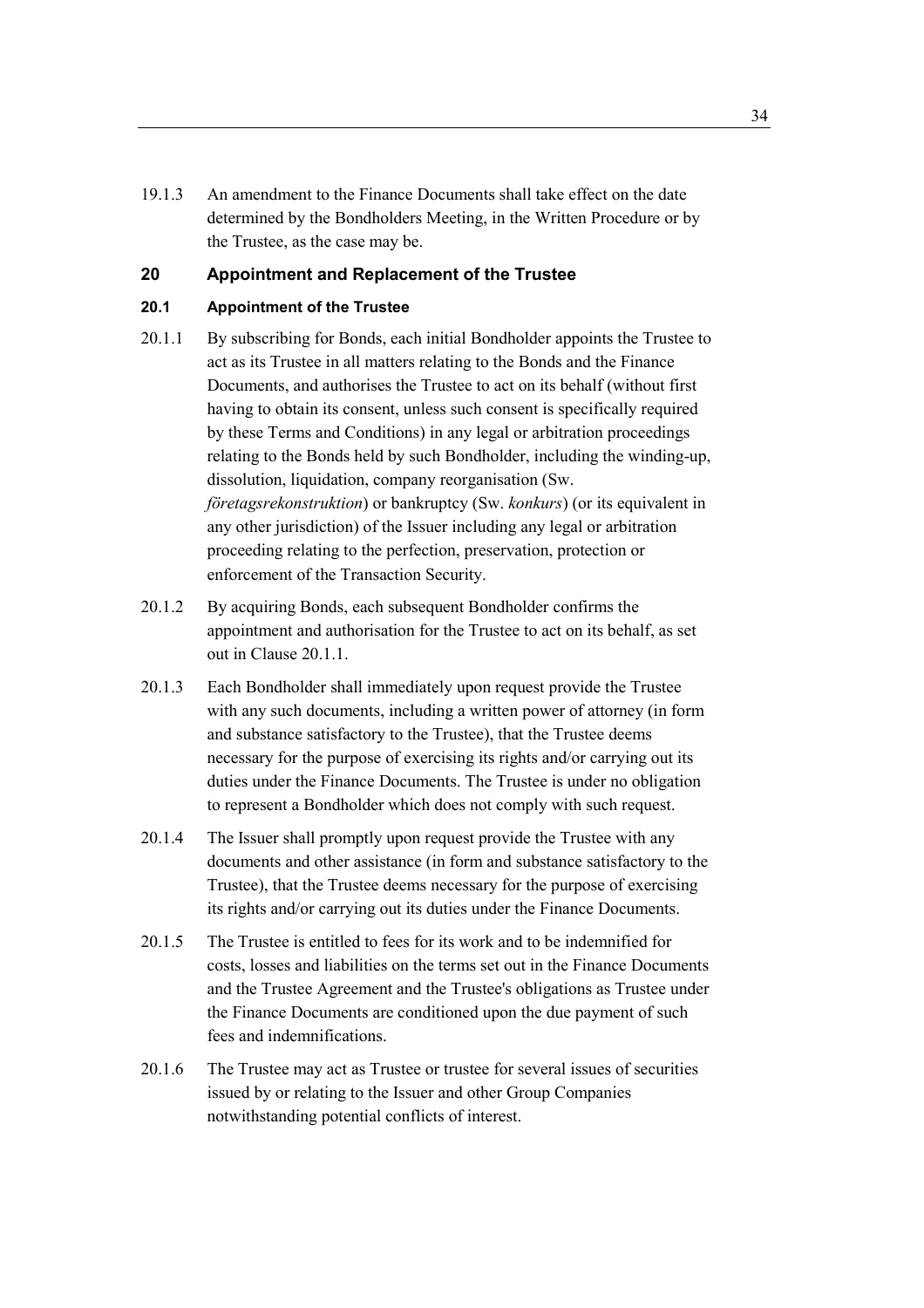19.1.3 An amendment to the Finance Documents shall take effect on the date determined by the Bondholders Meeting, in the Written Procedure or by the Trustee, as the case may be.

## 20 Appointment and Replacement of the Trustee

### 20.1 Appointment of the Trustee

20.1.1 By subscribing for Bonds, each initial Bondholder appoints the Trustee to act as its Trustee in all matters relating to the Bonds and the Finance Documents, and authorises the Trustee to act on its behalf (without first having to obtain its consent, unless such consent is specifically required by these Terms and Conditions) in any legal or arbitration proceedings relating to the Bonds held by such Bondholder, including the winding-up, dissolution, liquidation, company reorganisation (Sw. *företagsrekonstruktion*) or bankruptcy (Sw. *konkurs*) (or its equivalent in any other jurisdiction) of the Issuer including any legal or arbitration proceeding relating to the perfection, preservation, protection or enforcement of the Transaction Security.

20.1.2 By acquiring Bonds, each subsequent Bondholder confirms the appointment and authorisation for the Trustee to act on its behalf, as set out in Clause 20.1.1.

20.1.3 Each Bondholder shall immediately upon request provide the Trustee with any such documents, including a written power of attorney (in form and substance satisfactory to the Trustee), that the Trustee deems necessary for the purpose of exercising its rights and/or carrying out its duties under the Finance Documents. The Trustee is under no obligation to represent a Bondholder which does not comply with such request.

20.1.4 The Issuer shall promptly upon request provide the Trustee with any documents and other assistance (in form and substance satisfactory to the Trustee), that the Trustee deems necessary for the purpose of exercising its rights and/or carrying out its duties under the Finance Documents.

20.1.5 The Trustee is entitled to fees for its work and to be indemnified for costs, losses and liabilities on the terms set out in the Finance Documents and the Trustee Agreement and the Trustee's obligations as Trustee under the Finance Documents are conditioned upon the due payment of such fees and indemnifications.

20.1.6 The Trustee may act as Trustee or trustee for several issues of securities issued by or relating to the Issuer and other Group Companies notwithstanding potential conflicts of interest.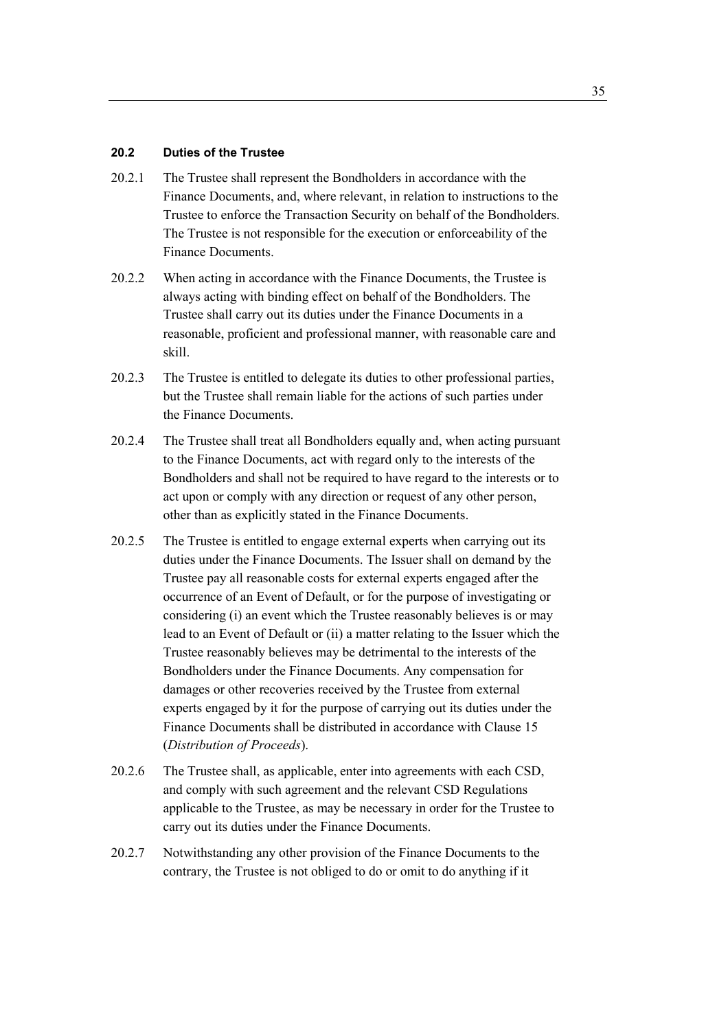### 20.2 Duties of the Trustee

20.2.1 The Trustee shall represent the Bondholders in accordance with the Finance Documents, and, where relevant, in relation to instructions to the Trustee to enforce the Transaction Security on behalf of the Bondholders. The Trustee is not responsible for the execution or enforceability of the Finance Documents.

20.2.2 When acting in accordance with the Finance Documents, the Trustee is always acting with binding effect on behalf of the Bondholders. The Trustee shall carry out its duties under the Finance Documents in a reasonable, proficient and professional manner, with reasonable care and skill.

20.2.3 The Trustee is entitled to delegate its duties to other professional parties, but the Trustee shall remain liable for the actions of such parties under the Finance Documents.

20.2.4 The Trustee shall treat all Bondholders equally and, when acting pursuant to the Finance Documents, act with regard only to the interests of the Bondholders and shall not be required to have regard to the interests or to act upon or comply with any direction or request of any other person, other than as explicitly stated in the Finance Documents.

20.2.5 The Trustee is entitled to engage external experts when carrying out its duties under the Finance Documents. The Issuer shall on demand by the Trustee pay all reasonable costs for external experts engaged after the occurrence of an Event of Default, or for the purpose of investigating or considering (i) an event which the Trustee reasonably believes is or may lead to an Event of Default or (ii) a matter relating to the Issuer which the Trustee reasonably believes may be detrimental to the interests of the Bondholders under the Finance Documents. Any compensation for damages or other recoveries received by the Trustee from external experts engaged by it for the purpose of carrying out its duties under the Finance Documents shall be distributed in accordance with Clause 15 (*Distribution of Proceeds*).

20.2.6 The Trustee shall, as applicable, enter into agreements with each CSD, and comply with such agreement and the relevant CSD Regulations applicable to the Trustee, as may be necessary in order for the Trustee to carry out its duties under the Finance Documents.

20.2.7 Notwithstanding any other provision of the Finance Documents to the contrary, the Trustee is not obliged to do or omit to do anything if it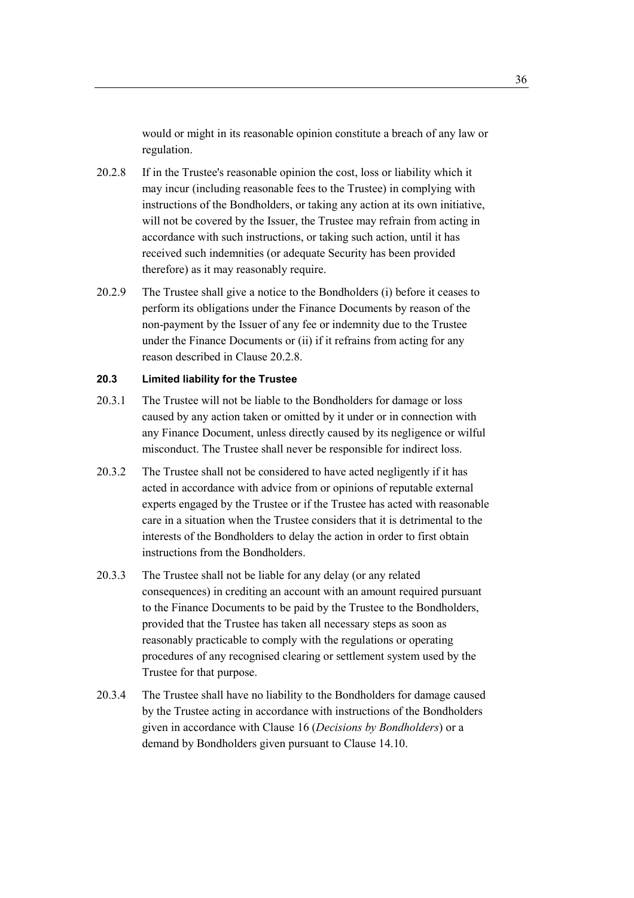would or might in its reasonable opinion constitute a breach of any law or regulation.

20.2.8 If in the Trustee's reasonable opinion the cost, loss or liability which it may incur (including reasonable fees to the Trustee) in complying with instructions of the Bondholders, or taking any action at its own initiative, will not be covered by the Issuer, the Trustee may refrain from acting in accordance with such instructions, or taking such action, until it has received such indemnities (or adequate Security has been provided therefore) as it may reasonably require.

20.2.9 The Trustee shall give a notice to the Bondholders (i) before it ceases to perform its obligations under the Finance Documents by reason of the non-payment by the Issuer of any fee or indemnity due to the Trustee under the Finance Documents or (ii) if it refrains from acting for any reason described in Clause 20.2.8.

### 20.3 Limited liability for the Trustee

20.3.1 The Trustee will not be liable to the Bondholders for damage or loss caused by any action taken or omitted by it under or in connection with any Finance Document, unless directly caused by its negligence or wilful misconduct. The Trustee shall never be responsible for indirect loss.

20.3.2 The Trustee shall not be considered to have acted negligently if it has acted in accordance with advice from or opinions of reputable external experts engaged by the Trustee or if the Trustee has acted with reasonable care in a situation when the Trustee considers that it is detrimental to the interests of the Bondholders to delay the action in order to first obtain instructions from the Bondholders.

20.3.3 The Trustee shall not be liable for any delay (or any related consequences) in crediting an account with an amount required pursuant to the Finance Documents to be paid by the Trustee to the Bondholders, provided that the Trustee has taken all necessary steps as soon as reasonably practicable to comply with the regulations or operating procedures of any recognised clearing or settlement system used by the Trustee for that purpose.

20.3.4 The Trustee shall have no liability to the Bondholders for damage caused by the Trustee acting in accordance with instructions of the Bondholders given in accordance with Clause 16 (*Decisions by Bondholders*) or a demand by Bondholders given pursuant to Clause 14.10.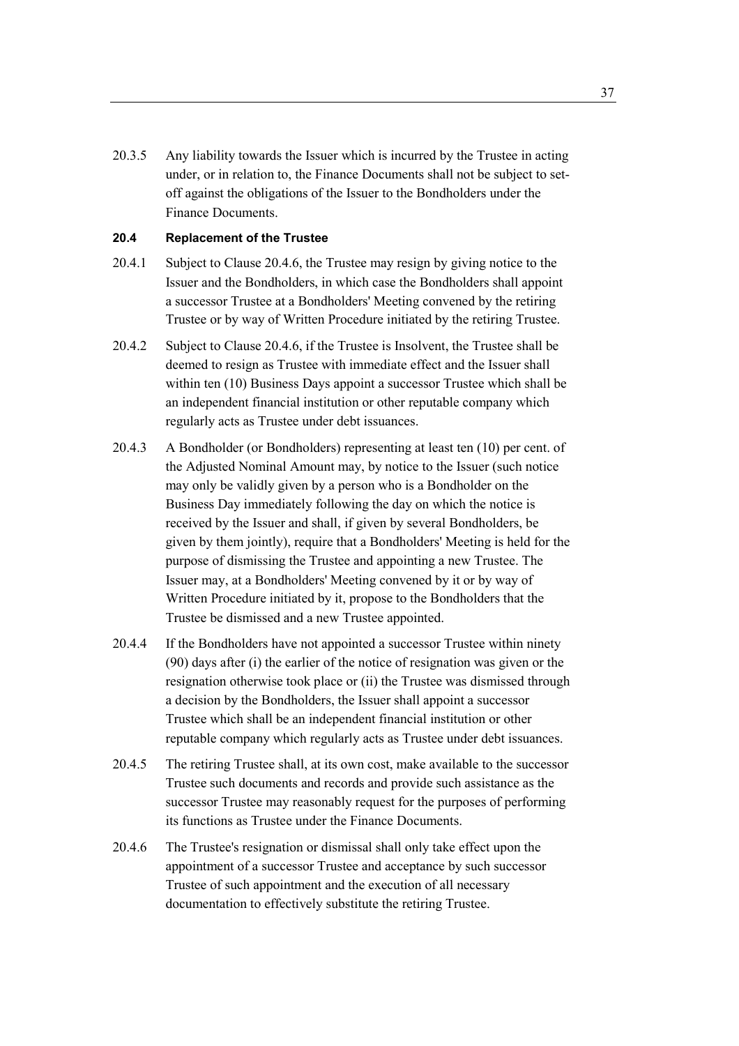20.3.5 Any liability towards the Issuer which is incurred by the Trustee in acting under, or in relation to, the Finance Documents shall not be subject to set-off against the obligations of the Issuer to the Bondholders under the Finance Documents.

**20.4 Replacement of the Trustee**

20.4.1 Subject to Clause 20.4.6, the Trustee may resign by giving notice to the Issuer and the Bondholders, in which case the Bondholders shall appoint a successor Trustee at a Bondholders' Meeting convened by the retiring Trustee or by way of Written Procedure initiated by the retiring Trustee.

20.4.2 Subject to Clause 20.4.6, if the Trustee is Insolvent, the Trustee shall be deemed to resign as Trustee with immediate effect and the Issuer shall within ten (10) Business Days appoint a successor Trustee which shall be an independent financial institution or other reputable company which regularly acts as Trustee under debt issuances.

20.4.3 A Bondholder (or Bondholders) representing at least ten (10) per cent. of the Adjusted Nominal Amount may, by notice to the Issuer (such notice may only be validly given by a person who is a Bondholder on the Business Day immediately following the day on which the notice is received by the Issuer and shall, if given by several Bondholders, be given by them jointly), require that a Bondholders' Meeting is held for the purpose of dismissing the Trustee and appointing a new Trustee. The Issuer may, at a Bondholders' Meeting convened by it or by way of Written Procedure initiated by it, propose to the Bondholders that the Trustee be dismissed and a new Trustee appointed.

20.4.4 If the Bondholders have not appointed a successor Trustee within ninety (90) days after (i) the earlier of the notice of resignation was given or the resignation otherwise took place or (ii) the Trustee was dismissed through a decision by the Bondholders, the Issuer shall appoint a successor Trustee which shall be an independent financial institution or other reputable company which regularly acts as Trustee under debt issuances.

20.4.5 The retiring Trustee shall, at its own cost, make available to the successor Trustee such documents and records and provide such assistance as the successor Trustee may reasonably request for the purposes of performing its functions as Trustee under the Finance Documents.

20.4.6 The Trustee's resignation or dismissal shall only take effect upon the appointment of a successor Trustee and acceptance by such successor Trustee of such appointment and the execution of all necessary documentation to effectively substitute the retiring Trustee.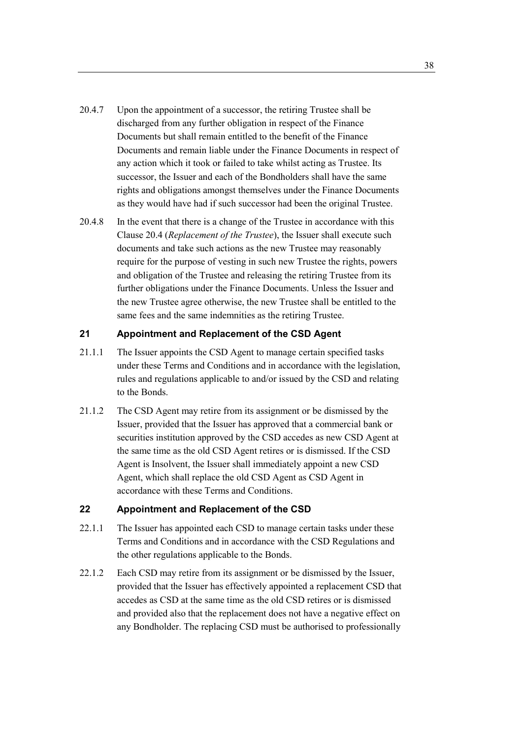20.4.7 Upon the appointment of a successor, the retiring Trustee shall be discharged from any further obligation in respect of the Finance Documents but shall remain entitled to the benefit of the Finance Documents and remain liable under the Finance Documents in respect of any action which it took or failed to take whilst acting as Trustee. Its successor, the Issuer and each of the Bondholders shall have the same rights and obligations amongst themselves under the Finance Documents as they would have had if such successor had been the original Trustee.

20.4.8 In the event that there is a change of the Trustee in accordance with this Clause 20.4 (*Replacement of the Trustee*), the Issuer shall execute such documents and take such actions as the new Trustee may reasonably require for the purpose of vesting in such new Trustee the rights, powers and obligation of the Trustee and releasing the retiring Trustee from its further obligations under the Finance Documents. Unless the Issuer and the new Trustee agree otherwise, the new Trustee shall be entitled to the same fees and the same indemnities as the retiring Trustee.

## 21 Appointment and Replacement of the CSD Agent

21.1.1 The Issuer appoints the CSD Agent to manage certain specified tasks under these Terms and Conditions and in accordance with the legislation, rules and regulations applicable to and/or issued by the CSD and relating to the Bonds.

21.1.2 The CSD Agent may retire from its assignment or be dismissed by the Issuer, provided that the Issuer has approved that a commercial bank or securities institution approved by the CSD accedes as new CSD Agent at the same time as the old CSD Agent retires or is dismissed. If the CSD Agent is Insolvent, the Issuer shall immediately appoint a new CSD Agent, which shall replace the old CSD Agent as CSD Agent in accordance with these Terms and Conditions.

## 22 Appointment and Replacement of the CSD

22.1.1 The Issuer has appointed each CSD to manage certain tasks under these Terms and Conditions and in accordance with the CSD Regulations and the other regulations applicable to the Bonds.

22.1.2 Each CSD may retire from its assignment or be dismissed by the Issuer, provided that the Issuer has effectively appointed a replacement CSD that accedes as CSD at the same time as the old CSD retires or is dismissed and provided also that the replacement does not have a negative effect on any Bondholder. The replacing CSD must be authorised to professionally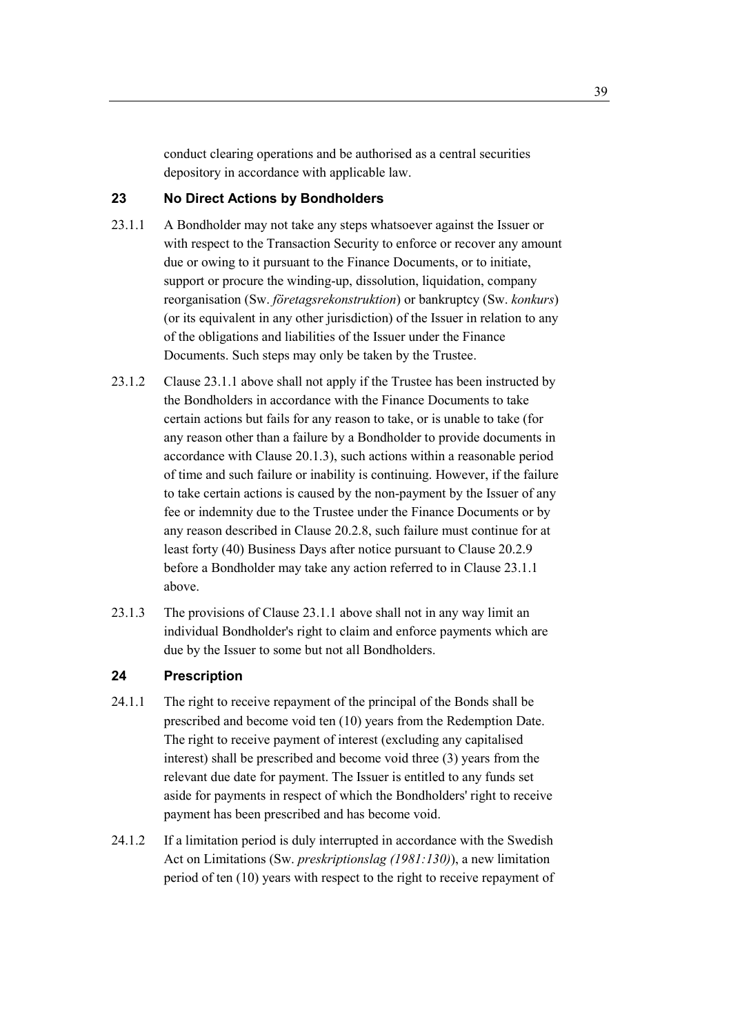conduct clearing operations and be authorised as a central securities depository in accordance with applicable law.

## 23 No Direct Actions by Bondholders

23.1.1 A Bondholder may not take any steps whatsoever against the Issuer or with respect to the Transaction Security to enforce or recover any amount due or owing to it pursuant to the Finance Documents, or to initiate, support or procure the winding-up, dissolution, liquidation, company reorganisation (Sw. *företagsrekonstruktion*) or bankruptcy (Sw. *konkurs*) (or its equivalent in any other jurisdiction) of the Issuer in relation to any of the obligations and liabilities of the Issuer under the Finance Documents. Such steps may only be taken by the Trustee.

23.1.2 Clause 23.1.1 above shall not apply if the Trustee has been instructed by the Bondholders in accordance with the Finance Documents to take certain actions but fails for any reason to take, or is unable to take (for any reason other than a failure by a Bondholder to provide documents in accordance with Clause 20.1.3), such actions within a reasonable period of time and such failure or inability is continuing. However, if the failure to take certain actions is caused by the non-payment by the Issuer of any fee or indemnity due to the Trustee under the Finance Documents or by any reason described in Clause 20.2.8, such failure must continue for at least forty (40) Business Days after notice pursuant to Clause 20.2.9 before a Bondholder may take any action referred to in Clause 23.1.1 above.

23.1.3 The provisions of Clause 23.1.1 above shall not in any way limit an individual Bondholder's right to claim and enforce payments which are due by the Issuer to some but not all Bondholders.

## 24 Prescription

24.1.1 The right to receive repayment of the principal of the Bonds shall be prescribed and become void ten (10) years from the Redemption Date. The right to receive payment of interest (excluding any capitalised interest) shall be prescribed and become void three (3) years from the relevant due date for payment. The Issuer is entitled to any funds set aside for payments in respect of which the Bondholders' right to receive payment has been prescribed and has become void.

24.1.2 If a limitation period is duly interrupted in accordance with the Swedish Act on Limitations (Sw. *preskriptionslag (1981:130)*), a new limitation period of ten (10) years with respect to the right to receive repayment of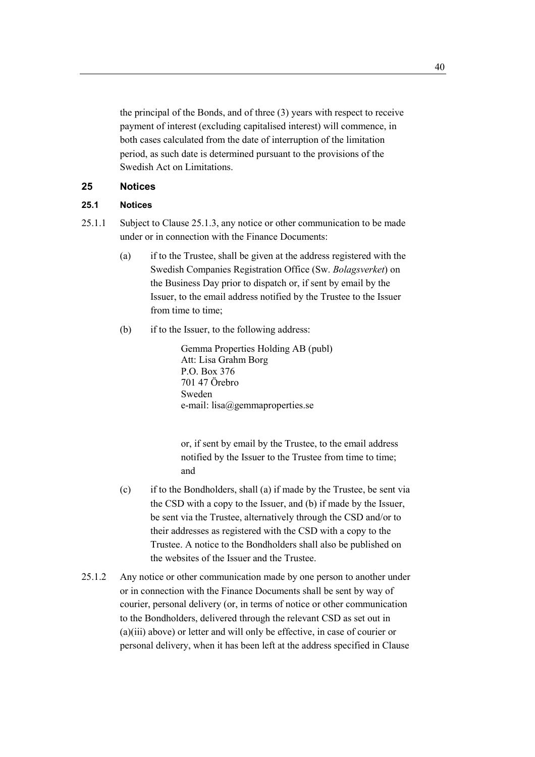the principal of the Bonds, and of three (3) years with respect to receive payment of interest (excluding capitalised interest) will commence, in both cases calculated from the date of interruption of the limitation period, as such date is determined pursuant to the provisions of the Swedish Act on Limitations.

## 25 Notices

### 25.1 Notices

25.1.1 Subject to Clause 25.1.3, any notice or other communication to be made under or in connection with the Finance Documents:

(a) if to the Trustee, shall be given at the address registered with the Swedish Companies Registration Office (Sw. *Bolagsverket*) on the Business Day prior to dispatch or, if sent by email by the Issuer, to the email address notified by the Trustee to the Issuer from time to time;

(b) if to the Issuer, to the following address:

Gemma Properties Holding AB (publ)
Att: Lisa Grahm Borg
P.O. Box 376
701 47 Örebro
Sweden
e-mail: lisa@gemmaproperties.se

or, if sent by email by the Trustee, to the email address notified by the Issuer to the Trustee from time to time; and

(c) if to the Bondholders, shall (a) if made by the Trustee, be sent via the CSD with a copy to the Issuer, and (b) if made by the Issuer, be sent via the Trustee, alternatively through the CSD and/or to their addresses as registered with the CSD with a copy to the Trustee. A notice to the Bondholders shall also be published on the websites of the Issuer and the Trustee.

25.1.2 Any notice or other communication made by one person to another under or in connection with the Finance Documents shall be sent by way of courier, personal delivery (or, in terms of notice or other communication to the Bondholders, delivered through the relevant CSD as set out in (a)(iii) above) or letter and will only be effective, in case of courier or personal delivery, when it has been left at the address specified in Clause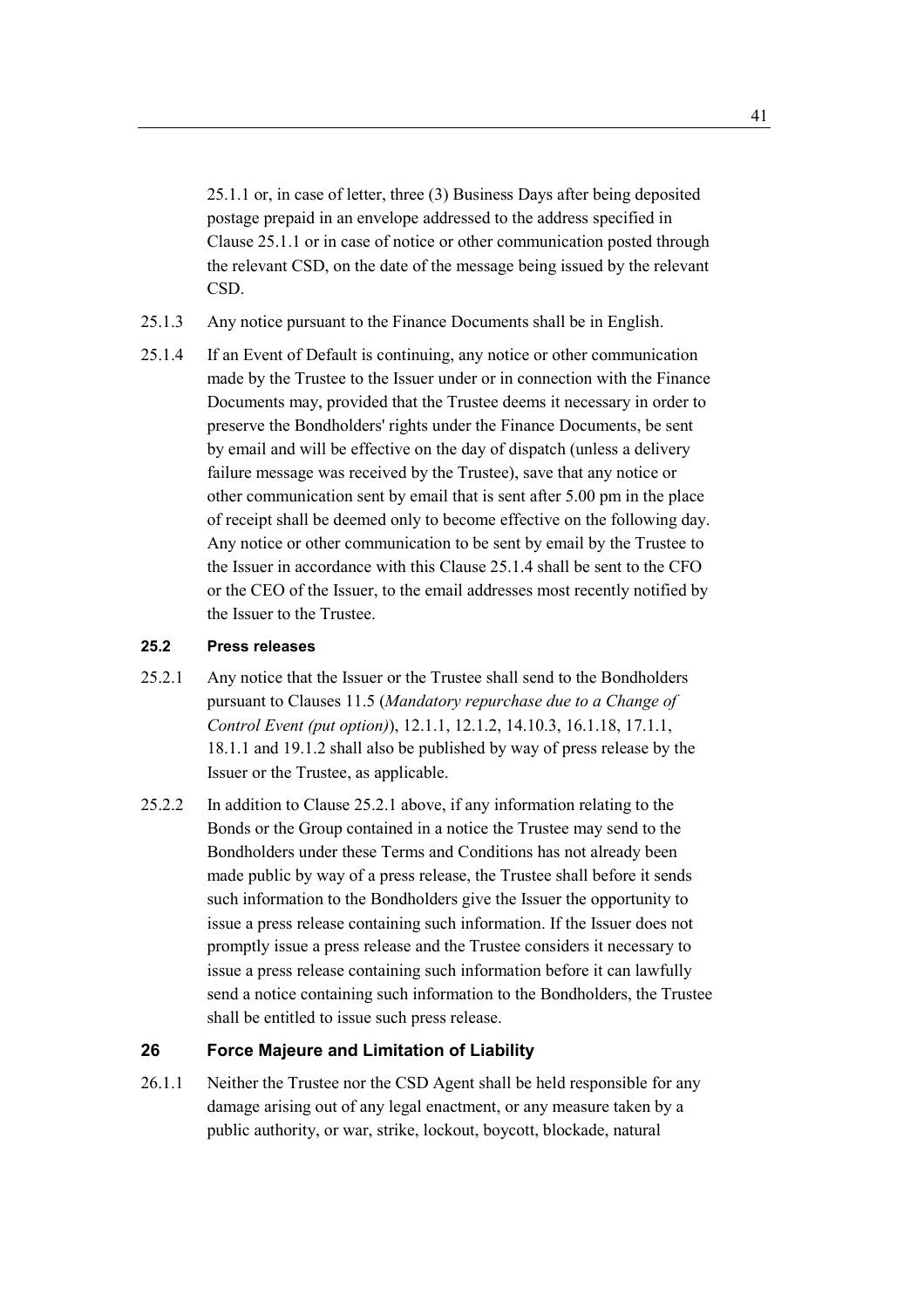25.1.1 or, in case of letter, three (3) Business Days after being deposited postage prepaid in an envelope addressed to the address specified in Clause 25.1.1 or in case of notice or other communication posted through the relevant CSD, on the date of the message being issued by the relevant CSD.

25.1.3 Any notice pursuant to the Finance Documents shall be in English.

25.1.4 If an Event of Default is continuing, any notice or other communication made by the Trustee to the Issuer under or in connection with the Finance Documents may, provided that the Trustee deems it necessary in order to preserve the Bondholders' rights under the Finance Documents, be sent by email and will be effective on the day of dispatch (unless a delivery failure message was received by the Trustee), save that any notice or other communication sent by email that is sent after 5.00 pm in the place of receipt shall be deemed only to become effective on the following day. Any notice or other communication to be sent by email by the Trustee to the Issuer in accordance with this Clause 25.1.4 shall be sent to the CFO or the CEO of the Issuer, to the email addresses most recently notified by the Issuer to the Trustee.

### 25.2 Press releases

25.2.1 Any notice that the Issuer or the Trustee shall send to the Bondholders pursuant to Clauses 11.5 (*Mandatory repurchase due to a Change of Control Event (put option)*), 12.1.1, 12.1.2, 14.10.3, 16.1.18, 17.1.1, 18.1.1 and 19.1.2 shall also be published by way of press release by the Issuer or the Trustee, as applicable.

25.2.2 In addition to Clause 25.2.1 above, if any information relating to the Bonds or the Group contained in a notice the Trustee may send to the Bondholders under these Terms and Conditions has not already been made public by way of a press release, the Trustee shall before it sends such information to the Bondholders give the Issuer the opportunity to issue a press release containing such information. If the Issuer does not promptly issue a press release and the Trustee considers it necessary to issue a press release containing such information before it can lawfully send a notice containing such information to the Bondholders, the Trustee shall be entitled to issue such press release.

## 26 Force Majeure and Limitation of Liability

26.1.1 Neither the Trustee nor the CSD Agent shall be held responsible for any damage arising out of any legal enactment, or any measure taken by a public authority, or war, strike, lockout, boycott, blockade, natural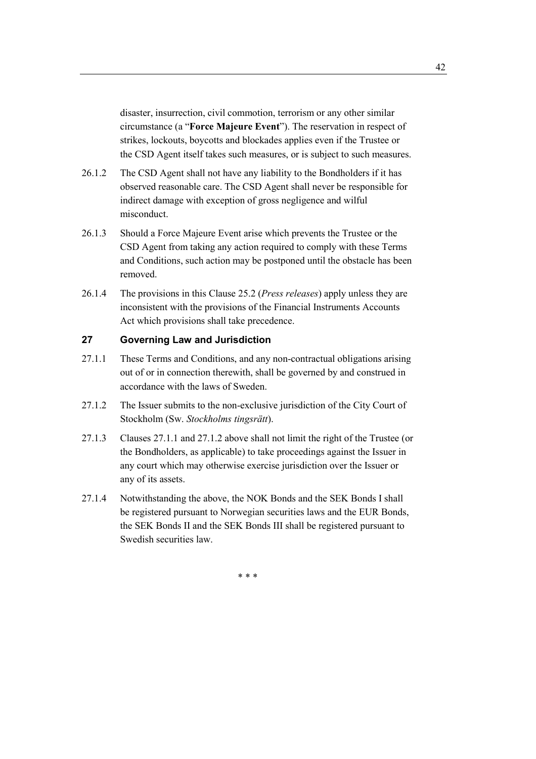disaster, insurrection, civil commotion, terrorism or any other similar circumstance (a "**Force Majeure Event**"). The reservation in respect of strikes, lockouts, boycotts and blockades applies even if the Trustee or the CSD Agent itself takes such measures, or is subject to such measures.

26.1.2 The CSD Agent shall not have any liability to the Bondholders if it has observed reasonable care. The CSD Agent shall never be responsible for indirect damage with exception of gross negligence and wilful misconduct.

26.1.3 Should a Force Majeure Event arise which prevents the Trustee or the CSD Agent from taking any action required to comply with these Terms and Conditions, such action may be postponed until the obstacle has been removed.

26.1.4 The provisions in this Clause 25.2 (*Press releases*) apply unless they are inconsistent with the provisions of the Financial Instruments Accounts Act which provisions shall take precedence.

## 27 Governing Law and Jurisdiction

27.1.1 These Terms and Conditions, and any non-contractual obligations arising out of or in connection therewith, shall be governed by and construed in accordance with the laws of Sweden.

27.1.2 The Issuer submits to the non-exclusive jurisdiction of the City Court of Stockholm (Sw. *Stockholms tingsrätt*).

27.1.3 Clauses 27.1.1 and 27.1.2 above shall not limit the right of the Trustee (or the Bondholders, as applicable) to take proceedings against the Issuer in any court which may otherwise exercise jurisdiction over the Issuer or any of its assets.

27.1.4 Notwithstanding the above, the NOK Bonds and the SEK Bonds I shall be registered pursuant to Norwegian securities laws and the EUR Bonds, the SEK Bonds II and the SEK Bonds III shall be registered pursuant to Swedish securities law.

\* \* \*